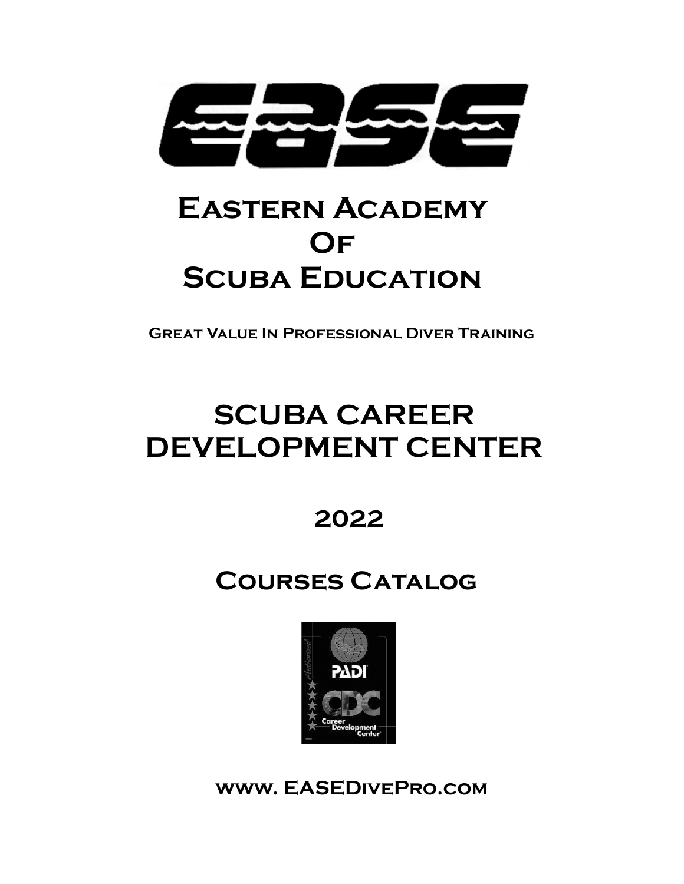# EASE

# Eastern Academy Of Scuba Education

**Great Value In Professional Diver Training**

## SCUBA CAREER DEVELOPMENT CENTER

## 2022

## Courses Catalog

PADI CDC Career Development Center

**www. EASEDivePro.com**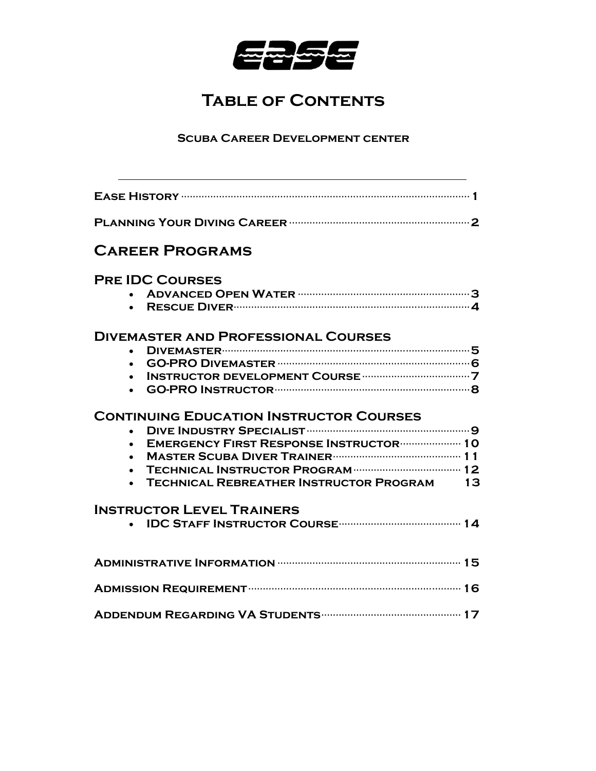EASE

# Table of Contents

## Scuba Career Development center

---

Ease History ........ 1

Planning Your Diving Career ........ 2

## Career Programs

### Pre IDC Courses

- Advanced Open Water ........ 3
- Rescue Diver ........ 4

### Divemaster and Professional Courses

- Divemaster ........ 5
- GO-PRO Divemaster ........ 6
- Instructor development Course ........ 7
- GO-PRO Instructor ........ 8

### Continuing Education Instructor Courses

- Dive Industry Specialist ........ 9
- Emergency First Response Instructor ........ 10
- Master Scuba Diver Trainer ........ 11
- Technical Instructor Program ........ 12
- Technical Rebreather Instructor Program 13

### Instructor Level Trainers

- IDC Staff Instructor Course ........ 14

Administrative Information ........ 15

Admission Requirement ........ 16

Addendum Regarding VA Students ........ 17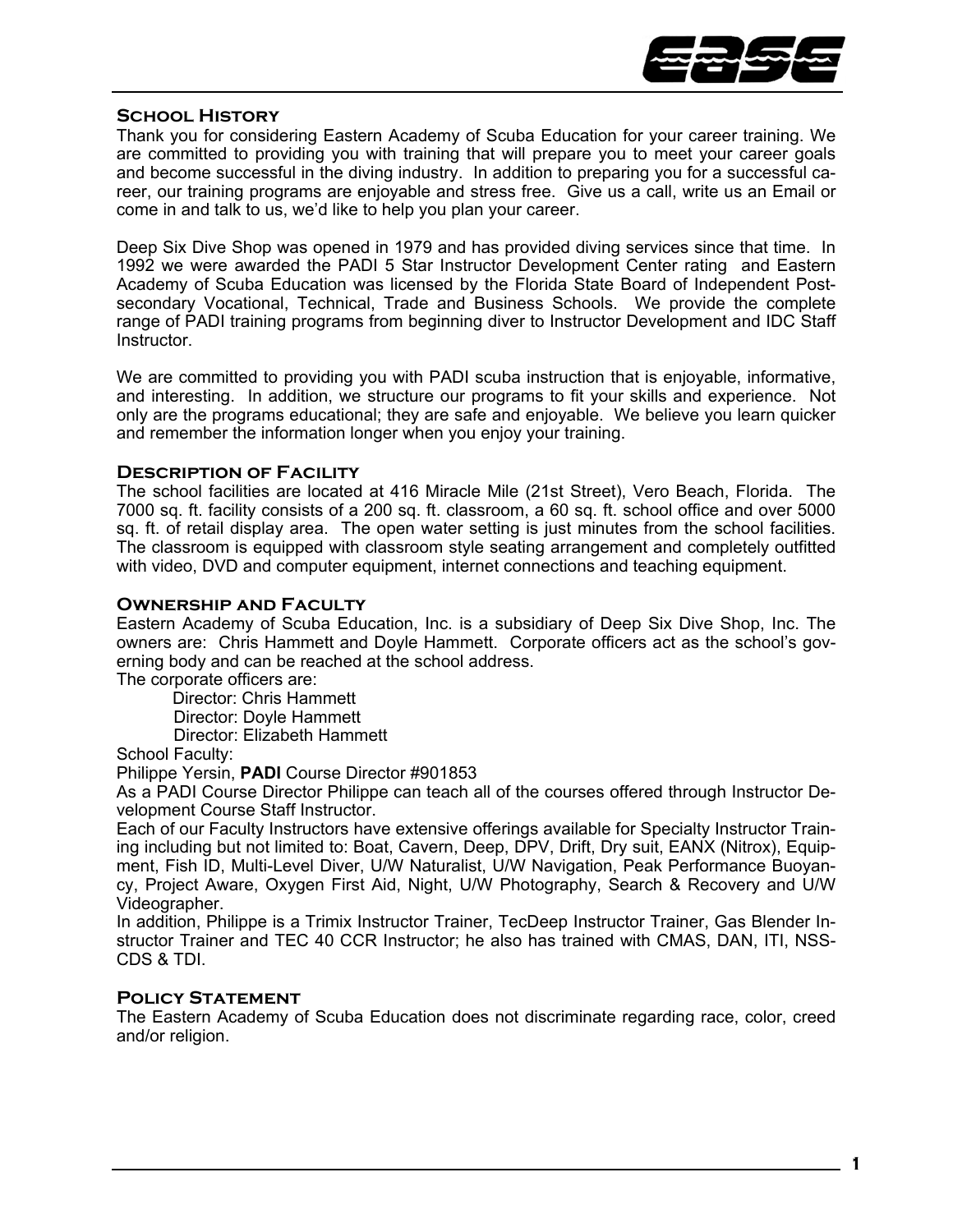## School History

Thank you for considering Eastern Academy of Scuba Education for your career training. We are committed to providing you with training that will prepare you to meet your career goals and become successful in the diving industry. In addition to preparing you for a successful career, our training programs are enjoyable and stress free. Give us a call, write us an Email or come in and talk to us, we'd like to help you plan your career.

Deep Six Dive Shop was opened in 1979 and has provided diving services since that time. In 1992 we were awarded the PADI 5 Star Instructor Development Center rating and Eastern Academy of Scuba Education was licensed by the Florida State Board of Independent Post-secondary Vocational, Technical, Trade and Business Schools. We provide the complete range of PADI training programs from beginning diver to Instructor Development and IDC Staff Instructor.

We are committed to providing you with PADI scuba instruction that is enjoyable, informative, and interesting. In addition, we structure our programs to fit your skills and experience. Not only are the programs educational; they are safe and enjoyable. We believe you learn quicker and remember the information longer when you enjoy your training.

## Description of Facility

The school facilities are located at 416 Miracle Mile (21st Street), Vero Beach, Florida. The 7000 sq. ft. facility consists of a 200 sq. ft. classroom, a 60 sq. ft. school office and over 5000 sq. ft. of retail display area. The open water setting is just minutes from the school facilities. The classroom is equipped with classroom style seating arrangement and completely outfitted with video, DVD and computer equipment, internet connections and teaching equipment.

## Ownership and Faculty

Eastern Academy of Scuba Education, Inc. is a subsidiary of Deep Six Dive Shop, Inc. The owners are: Chris Hammett and Doyle Hammett. Corporate officers act as the school's governing body and can be reached at the school address.

The corporate officers are:

- Director: Chris Hammett
- Director: Doyle Hammett
- Director: Elizabeth Hammett

School Faculty:

Philippe Yersin, **PADI** Course Director #901853

As a PADI Course Director Philippe can teach all of the courses offered through Instructor Development Course Staff Instructor.

Each of our Faculty Instructors have extensive offerings available for Specialty Instructor Training including but not limited to: Boat, Cavern, Deep, DPV, Drift, Dry suit, EANX (Nitrox), Equipment, Fish ID, Multi-Level Diver, U/W Naturalist, U/W Navigation, Peak Performance Buoyancy, Project Aware, Oxygen First Aid, Night, U/W Photography, Search & Recovery and U/W Videographer.

In addition, Philippe is a Trimix Instructor Trainer, TecDeep Instructor Trainer, Gas Blender Instructor Trainer and TEC 40 CCR Instructor; he also has trained with CMAS, DAN, ITI, NSS-CDS & TDI.

## Policy Statement

The Eastern Academy of Scuba Education does not discriminate regarding race, color, creed and/or religion.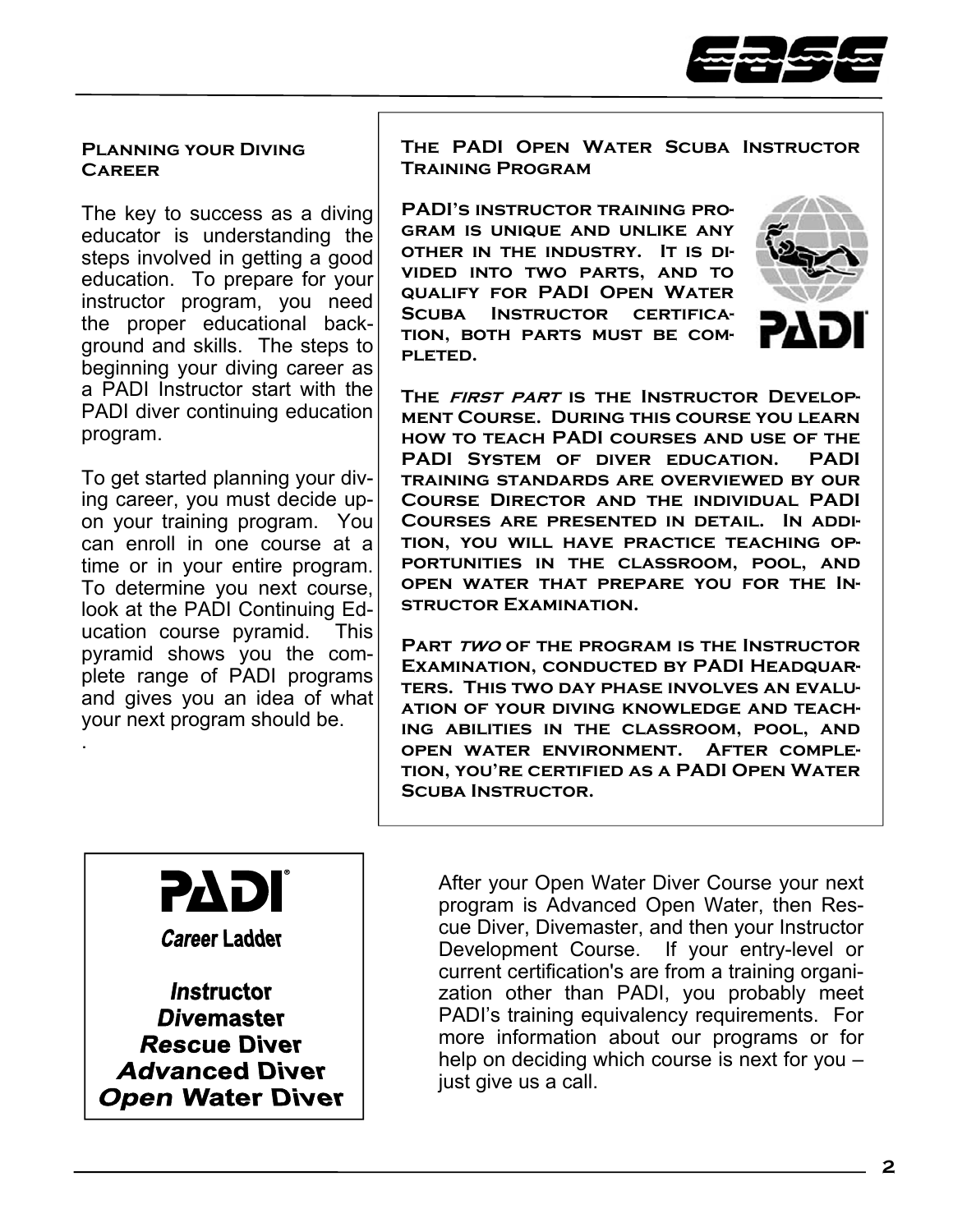## Planning your Diving Career

The key to success as a diving educator is understanding the steps involved in getting a good education. To prepare for your instructor program, you need the proper educational background and skills. The steps to beginning your diving career as a PADI Instructor start with the PADI diver continuing education program.

To get started planning your diving career, you must decide upon your training program. You can enroll in one course at a time or in your entire program. To determine you next course, look at the PADI Continuing Education course pyramid. This pyramid shows you the complete range of PADI programs and gives you an idea of what your next program should be.

.

## The PADI Open Water Scuba Instructor Training Program

**PADI's instructor training program is unique and unlike any other in the industry. It is divided into two parts, and to qualify for PADI Open Water Scuba Instructor certification, both parts must be completed.**

**The *first part* is the Instructor Development Course. During this course you learn how to teach PADI courses and use of the PADI System of diver education. PADI training standards are overviewed by our Course Director and the individual PADI Courses are presented in detail. In addition, you will have practice teaching opportunities in the classroom, pool, and open water that prepare you for the Instructor Examination.**

**Part *two* of the program is the Instructor Examination, conducted by PADI Headquarters. This two day phase involves an evaluation of your diving knowledge and teaching abilities in the classroom, pool, and open water environment. After completion, you're certified as a PADI Open Water Scuba Instructor.**

**PADI®**

**Career Ladder**

***Instructor***
***Divemaster***
***Rescue Diver***
***Advanced Diver***
***Open Water Diver***

After your Open Water Diver Course your next program is Advanced Open Water, then Rescue Diver, Divemaster, and then your Instructor Development Course. If your entry-level or current certification's are from a training organization other than PADI, you probably meet PADI's training equivalency requirements. For more information about our programs or for help on deciding which course is next for you – just give us a call.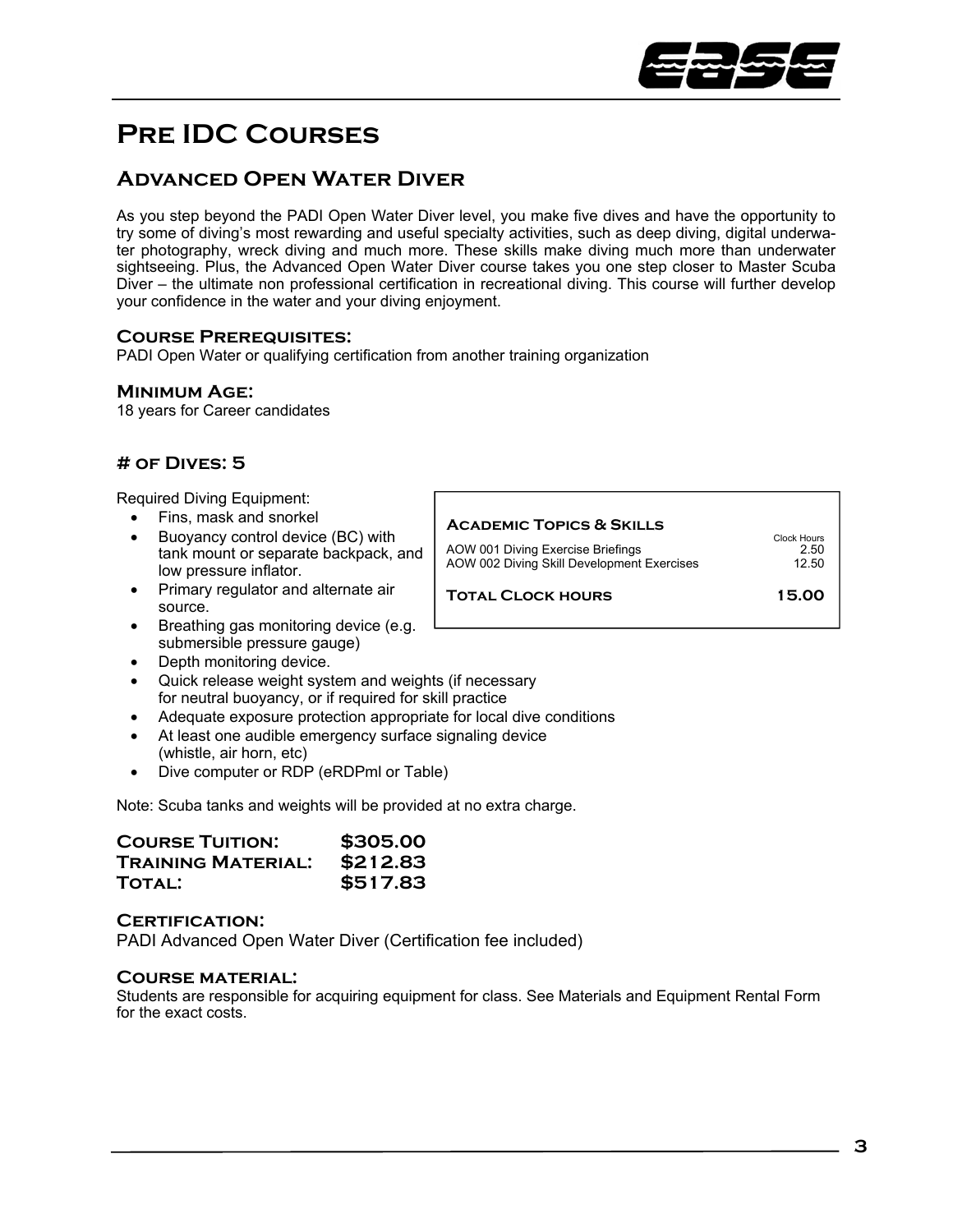# Pre IDC Courses

## Advanced Open Water Diver

As you step beyond the PADI Open Water Diver level, you make five dives and have the opportunity to try some of diving's most rewarding and useful specialty activities, such as deep diving, digital underwater photography, wreck diving and much more. These skills make diving much more than underwater sightseeing. Plus, the Advanced Open Water Diver course takes you one step closer to Master Scuba Diver – the ultimate non professional certification in recreational diving. This course will further develop your confidence in the water and your diving enjoyment.

### Course Prerequisites:

PADI Open Water or qualifying certification from another training organization

### Minimum Age:

18 years for Career candidates

### # of Dives: 5

Required Diving Equipment:

- Fins, mask and snorkel
- Buoyancy control device (BC) with tank mount or separate backpack, and low pressure inflator.
- Primary regulator and alternate air source.
- Breathing gas monitoring device (e.g. submersible pressure gauge)
- Depth monitoring device.
- Quick release weight system and weights (if necessary for neutral buoyancy, or if required for skill practice
- Adequate exposure protection appropriate for local dive conditions
- At least one audible emergency surface signaling device (whistle, air horn, etc)
- Dive computer or RDP (eRDPml or Table)

| Academic Topics & Skills | Clock Hours |
|---|---|
| AOW 001 Diving Exercise Briefings | 2.50 |
| AOW 002 Diving Skill Development Exercises | 12.50 |
| **Total Clock hours** | **15.00** |

Note: Scuba tanks and weights will be provided at no extra charge.

| | |
|---|---|
| **Course Tuition:** | **$305.00** |
| **Training Material:** | **$212.83** |
| **Total:** | **$517.83** |

### Certification:

PADI Advanced Open Water Diver (Certification fee included)

### Course material:

Students are responsible for acquiring equipment for class. See Materials and Equipment Rental Form for the exact costs.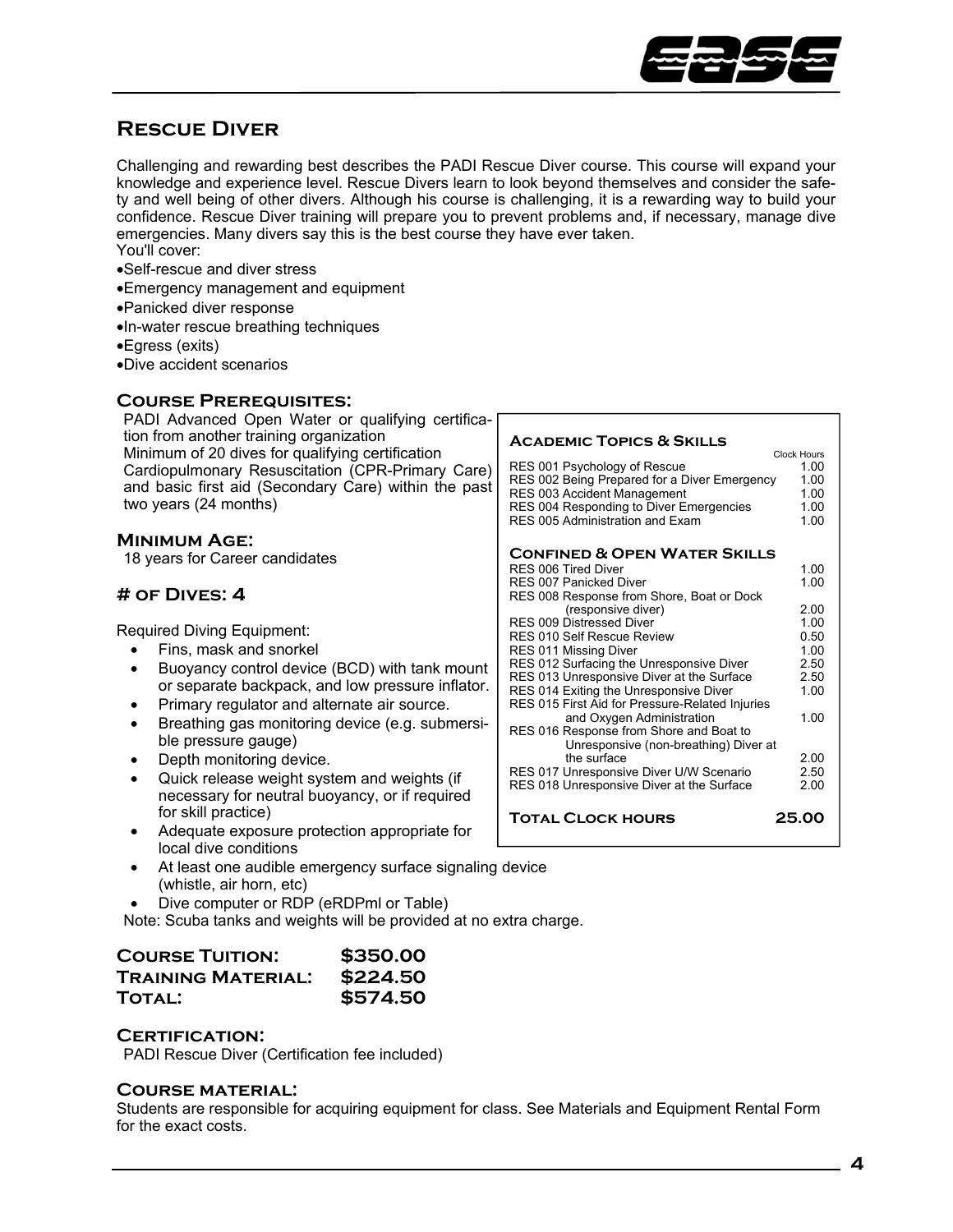## Rescue Diver

Challenging and rewarding best describes the PADI Rescue Diver course. This course will expand your knowledge and experience level. Rescue Divers learn to look beyond themselves and consider the safety and well being of other divers. Although his course is challenging, it is a rewarding way to build your confidence. Rescue Diver training will prepare you to prevent problems and, if necessary, manage dive emergencies. Many divers say this is the best course they have ever taken.
You'll cover:

- Self-rescue and diver stress
- Emergency management and equipment
- Panicked diver response
- In-water rescue breathing techniques
- Egress (exits)
- Dive accident scenarios

### Course Prerequisites:

PADI Advanced Open Water or qualifying certification from another training organization
Minimum of 20 dives for qualifying certification
Cardiopulmonary Resuscitation (CPR-Primary Care) and basic first aid (Secondary Care) within the past two years (24 months)

### Minimum Age:

18 years for Career candidates

### # of Dives: 4

Required Diving Equipment:

- Fins, mask and snorkel
- Buoyancy control device (BCD) with tank mount or separate backpack, and low pressure inflator.
- Primary regulator and alternate air source.
- Breathing gas monitoring device (e.g. submersible pressure gauge)
- Depth monitoring device.
- Quick release weight system and weights (if necessary for neutral buoyancy, or if required for skill practice)
- Adequate exposure protection appropriate for local dive conditions
- At least one audible emergency surface signaling device (whistle, air horn, etc)
- Dive computer or RDP (eRDPml or Table)

Note: Scuba tanks and weights will be provided at no extra charge.

| **Academic Topics & Skills** | Clock Hours |
|---|---|
| RES 001 Psychology of Rescue | 1.00 |
| RES 002 Being Prepared for a Diver Emergency | 1.00 |
| RES 003 Accident Management | 1.00 |
| RES 004 Responding to Diver Emergencies | 1.00 |
| RES 005 Administration and Exam | 1.00 |
| **Confined & Open Water Skills** | |
| RES 006 Tired Diver | 1.00 |
| RES 007 Panicked Diver | 1.00 |
| RES 008 Response from Shore, Boat or Dock (responsive diver) | 2.00 |
| RES 009 Distressed Diver | 1.00 |
| RES 010 Self Rescue Review | 0.50 |
| RES 011 Missing Diver | 1.00 |
| RES 012 Surfacing the Unresponsive Diver | 2.50 |
| RES 013 Unresponsive Diver at the Surface | 2.50 |
| RES 014 Exiting the Unresponsive Diver | 1.00 |
| RES 015 First Aid for Pressure-Related Injuries and Oxygen Administration | 1.00 |
| RES 016 Response from Shore and Boat to Unresponsive (non-breathing) Diver at the surface | 2.00 |
| RES 017 Unresponsive Diver U/W Scenario | 2.50 |
| RES 018 Unresponsive Diver at the Surface | 2.00 |
| **Total Clock hours** | **25.00** |

| | |
|---|---|
| **Course Tuition:** | **$350.00** |
| **Training Material:** | **$224.50** |
| **Total:** | **$574.50** |

### Certification:

PADI Rescue Diver (Certification fee included)

### Course material:

Students are responsible for acquiring equipment for class. See Materials and Equipment Rental Form for the exact costs.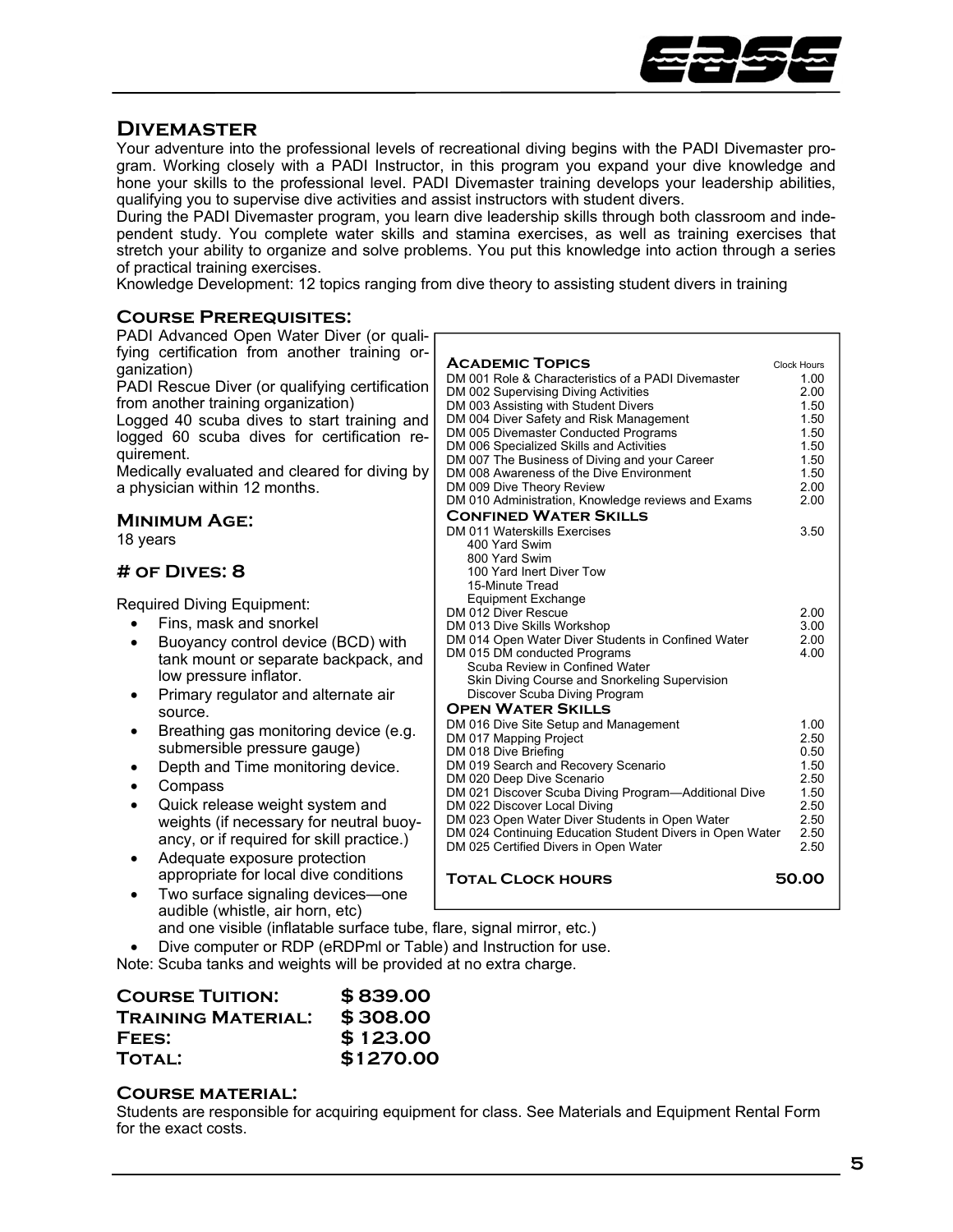## Divemaster

Your adventure into the professional levels of recreational diving begins with the PADI Divemaster program. Working closely with a PADI Instructor, in this program you expand your dive knowledge and hone your skills to the professional level. PADI Divemaster training develops your leadership abilities, qualifying you to supervise dive activities and assist instructors with student divers.

During the PADI Divemaster program, you learn dive leadership skills through both classroom and independent study. You complete water skills and stamina exercises, as well as training exercises that stretch your ability to organize and solve problems. You put this knowledge into action through a series of practical training exercises.

Knowledge Development: 12 topics ranging from dive theory to assisting student divers in training

### Course Prerequisites:

PADI Advanced Open Water Diver (or qualifying certification from another training organization)

PADI Rescue Diver (or qualifying certification from another training organization)

Logged 40 scuba dives to start training and logged 60 scuba dives for certification requirement.

Medically evaluated and cleared for diving by a physician within 12 months.

### Minimum Age:

18 years

### # of Dives: 8

Required Diving Equipment:

- Fins, mask and snorkel
- Buoyancy control device (BCD) with tank mount or separate backpack, and low pressure inflator.
- Primary regulator and alternate air source.
- Breathing gas monitoring device (e.g. submersible pressure gauge)
- Depth and Time monitoring device.
- Compass
- Quick release weight system and weights (if necessary for neutral buoyancy, or if required for skill practice.)
- Adequate exposure protection appropriate for local dive conditions
- Two surface signaling devices—one audible (whistle, air horn, etc) and one visible (inflatable surface tube, flare, signal mirror, etc.)
- Dive computer or RDP (eRDPml or Table) and Instruction for use.

Note: Scuba tanks and weights will be provided at no extra charge.

| **Academic Topics** | Clock Hours |
|---|---|
| DM 001 Role & Characteristics of a PADI Divemaster | 1.00 |
| DM 002 Supervising Diving Activities | 2.00 |
| DM 003 Assisting with Student Divers | 1.50 |
| DM 004 Diver Safety and Risk Management | 1.50 |
| DM 005 Divemaster Conducted Programs | 1.50 |
| DM 006 Specialized Skills and Activities | 1.50 |
| DM 007 The Business of Diving and your Career | 1.50 |
| DM 008 Awareness of the Dive Environment | 1.50 |
| DM 009 Dive Theory Review | 2.00 |
| DM 010 Administration, Knowledge reviews and Exams | 2.00 |
| **Confined Water Skills** | |
| DM 011 Waterskills Exercises | 3.50 |
| 400 Yard Swim | |
| 800 Yard Swim | |
| 100 Yard Inert Diver Tow | |
| 15-Minute Tread | |
| Equipment Exchange | |
| DM 012 Diver Rescue | 2.00 |
| DM 013 Dive Skills Workshop | 3.00 |
| DM 014 Open Water Diver Students in Confined Water | 2.00 |
| DM 015 DM conducted Programs | 4.00 |
| Scuba Review in Confined Water | |
| Skin Diving Course and Snorkeling Supervision | |
| Discover Scuba Diving Program | |
| **Open Water Skills** | |
| DM 016 Dive Site Setup and Management | 1.00 |
| DM 017 Mapping Project | 2.50 |
| DM 018 Dive Briefing | 0.50 |
| DM 019 Search and Recovery Scenario | 1.50 |
| DM 020 Deep Dive Scenario | 2.50 |
| DM 021 Discover Scuba Diving Program—Additional Dive | 1.50 |
| DM 022 Discover Local Diving | 2.50 |
| DM 023 Open Water Diver Students in Open Water | 2.50 |
| DM 024 Continuing Education Student Divers in Open Water | 2.50 |
| DM 025 Certified Divers in Open Water | 2.50 |
| **Total Clock hours** | **50.00** |

| | |
|---|---|
| **Course Tuition:** | **$ 839.00** |
| **Training Material:** | **$ 308.00** |
| **Fees:** | **$ 123.00** |
| **Total:** | **$1270.00** |

### Course material:

Students are responsible for acquiring equipment for class. See Materials and Equipment Rental Form for the exact costs.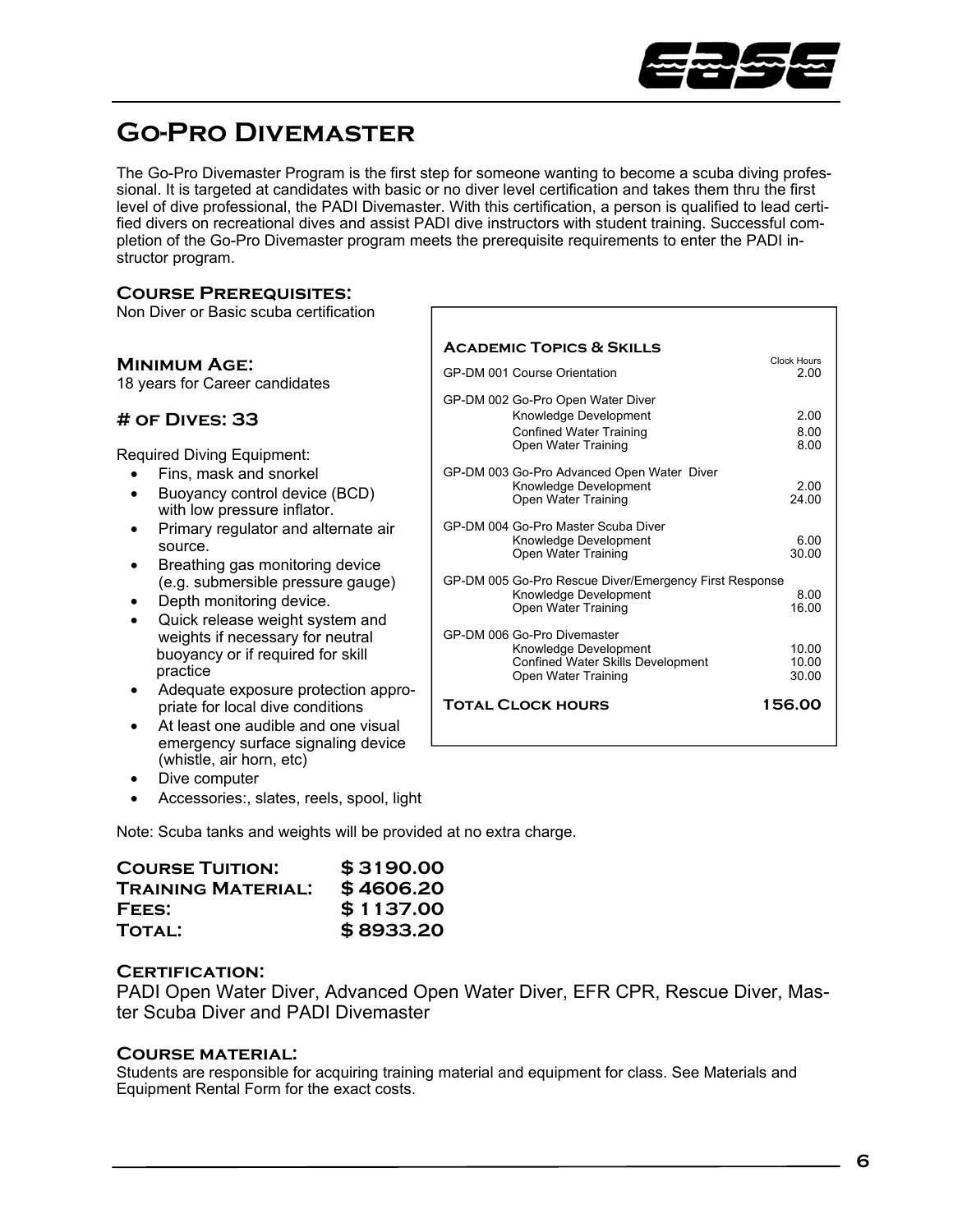# Go-Pro Divemaster

The Go-Pro Divemaster Program is the first step for someone wanting to become a scuba diving professional. It is targeted at candidates with basic or no diver level certification and takes them thru the first level of dive professional, the PADI Divemaster. With this certification, a person is qualified to lead certified divers on recreational dives and assist PADI dive instructors with student training. Successful completion of the Go-Pro Divemaster program meets the prerequisite requirements to enter the PADI instructor program.

### Course Prerequisites:

Non Diver or Basic scuba certification

### Minimum Age:

18 years for Career candidates

### # of Dives: 33

Required Diving Equipment:

- Fins, mask and snorkel
- Buoyancy control device (BCD) with low pressure inflator.
- Primary regulator and alternate air source.
- Breathing gas monitoring device (e.g. submersible pressure gauge)
- Depth monitoring device.
- Quick release weight system and weights if necessary for neutral buoyancy or if required for skill practice
- Adequate exposure protection appropriate for local dive conditions
- At least one audible and one visual emergency surface signaling device (whistle, air horn, etc)
- Dive computer
- Accessories:, slates, reels, spool, light

Note: Scuba tanks and weights will be provided at no extra charge.

### Academic Topics & Skills

| | Clock Hours |
|---|---|
| GP-DM 001 Course Orientation | 2.00 |
| GP-DM 002 Go-Pro Open Water Diver | |
| Knowledge Development | 2.00 |
| Confined Water Training | 8.00 |
| Open Water Training | 8.00 |
| GP-DM 003 Go-Pro Advanced Open Water Diver | |
| Knowledge Development | 2.00 |
| Open Water Training | 24.00 |
| GP-DM 004 Go-Pro Master Scuba Diver | |
| Knowledge Development | 6.00 |
| Open Water Training | 30.00 |
| GP-DM 005 Go-Pro Rescue Diver/Emergency First Response | |
| Knowledge Development | 8.00 |
| Open Water Training | 16.00 |
| GP-DM 006 Go-Pro Divemaster | |
| Knowledge Development | 10.00 |
| Confined Water Skills Development | 10.00 |
| Open Water Training | 30.00 |
| **Total Clock hours** | **156.00** |

| | |
|---|---|
| **Course Tuition:** | **$ 3190.00** |
| **Training Material:** | **$ 4606.20** |
| **Fees:** | **$ 1137.00** |
| **Total:** | **$ 8933.20** |

### Certification:

PADI Open Water Diver, Advanced Open Water Diver, EFR CPR, Rescue Diver, Master Scuba Diver and PADI Divemaster

### Course material:

Students are responsible for acquiring training material and equipment for class. See Materials and Equipment Rental Form for the exact costs.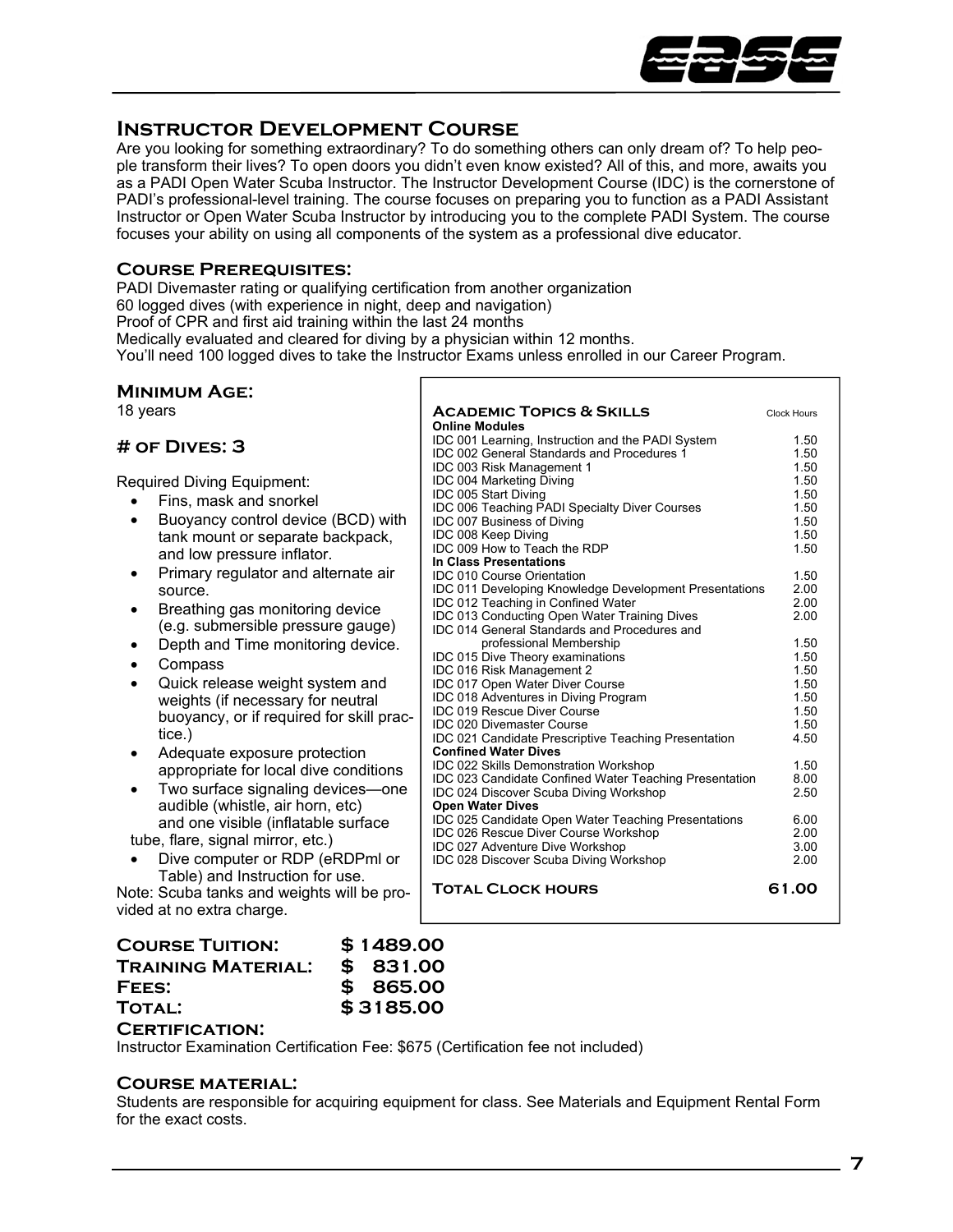## Instructor Development Course

Are you looking for something extraordinary? To do something others can only dream of? To help people transform their lives? To open doors you didn't even know existed? All of this, and more, awaits you as a PADI Open Water Scuba Instructor. The Instructor Development Course (IDC) is the cornerstone of PADI's professional-level training. The course focuses on preparing you to function as a PADI Assistant Instructor or Open Water Scuba Instructor by introducing you to the complete PADI System. The course focuses your ability on using all components of the system as a professional dive educator.

### Course Prerequisites:

PADI Divemaster rating or qualifying certification from another organization
60 logged dives (with experience in night, deep and navigation)
Proof of CPR and first aid training within the last 24 months
Medically evaluated and cleared for diving by a physician within 12 months.
You'll need 100 logged dives to take the Instructor Exams unless enrolled in our Career Program.

### Minimum Age:

18 years

### # of Dives: 3

Required Diving Equipment:

- Fins, mask and snorkel
- Buoyancy control device (BCD) with tank mount or separate backpack, and low pressure inflator.
- Primary regulator and alternate air source.
- Breathing gas monitoring device (e.g. submersible pressure gauge)
- Depth and Time monitoring device.
- Compass
- Quick release weight system and weights (if necessary for neutral buoyancy, or if required for skill practice.)
- Adequate exposure protection appropriate for local dive conditions
- Two surface signaling devices—one audible (whistle, air horn, etc) and one visible (inflatable surface tube, flare, signal mirror, etc.)
- Dive computer or RDP (eRDPml or Table) and Instruction for use.

Note: Scuba tanks and weights will be provided at no extra charge.

| **Academic Topics & Skills** | Clock Hours |
|---|---|
| **Online Modules** | |
| IDC 001 Learning, Instruction and the PADI System | 1.50 |
| IDC 002 General Standards and Procedures 1 | 1.50 |
| IDC 003 Risk Management 1 | 1.50 |
| IDC 004 Marketing Diving | 1.50 |
| IDC 005 Start Diving | 1.50 |
| IDC 006 Teaching PADI Specialty Diver Courses | 1.50 |
| IDC 007 Business of Diving | 1.50 |
| IDC 008 Keep Diving | 1.50 |
| IDC 009 How to Teach the RDP | 1.50 |
| **In Class Presentations** | |
| IDC 010 Course Orientation | 1.50 |
| IDC 011 Developing Knowledge Development Presentations | 2.00 |
| IDC 012 Teaching in Confined Water | 2.00 |
| IDC 013 Conducting Open Water Training Dives | 2.00 |
| IDC 014 General Standards and Procedures and professional Membership | 1.50 |
| IDC 015 Dive Theory examinations | 1.50 |
| IDC 016 Risk Management 2 | 1.50 |
| IDC 017 Open Water Diver Course | 1.50 |
| IDC 018 Adventures in Diving Program | 1.50 |
| IDC 019 Rescue Diver Course | 1.50 |
| IDC 020 Divemaster Course | 1.50 |
| IDC 021 Candidate Prescriptive Teaching Presentation | 4.50 |
| **Confined Water Dives** | |
| IDC 022 Skills Demonstration Workshop | 1.50 |
| IDC 023 Candidate Confined Water Teaching Presentation | 8.00 |
| IDC 024 Discover Scuba Diving Workshop | 2.50 |
| **Open Water Dives** | |
| IDC 025 Candidate Open Water Teaching Presentations | 6.00 |
| IDC 026 Rescue Diver Course Workshop | 2.00 |
| IDC 027 Adventure Dive Workshop | 3.00 |
| IDC 028 Discover Scuba Diving Workshop | 2.00 |
| **Total Clock hours** | **61.00** |

| | |
|---|---|
| **Course Tuition:** | **$ 1489.00** |
| **Training Material:** | **$ 831.00** |
| **Fees:** | **$ 865.00** |
| **Total:** | **$ 3185.00** |

### Certification:

Instructor Examination Certification Fee: $675 (Certification fee not included)

### Course material:

Students are responsible for acquiring equipment for class. See Materials and Equipment Rental Form for the exact costs.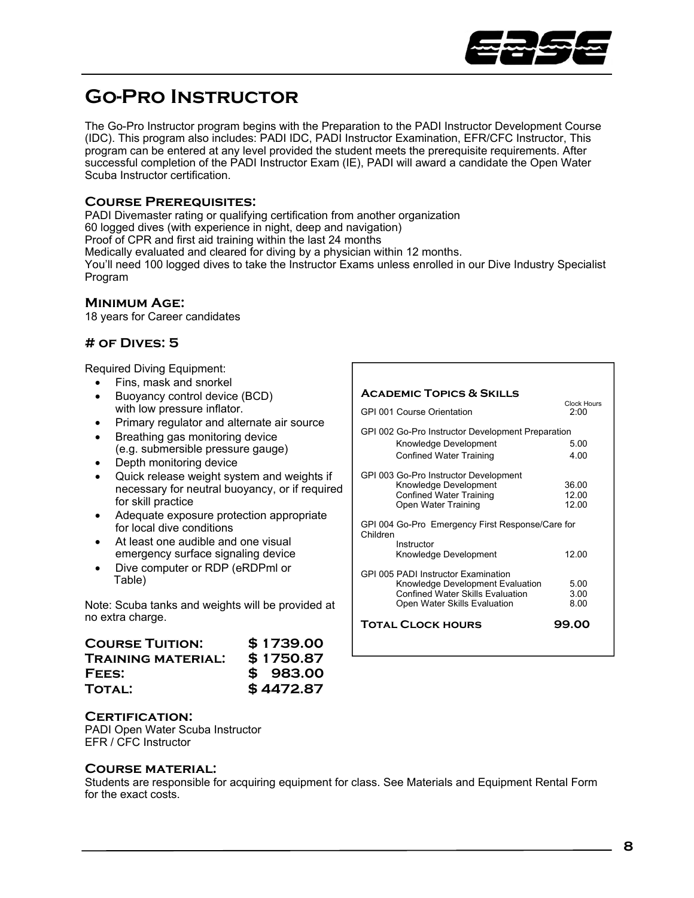# Go-Pro Instructor

The Go-Pro Instructor program begins with the Preparation to the PADI Instructor Development Course (IDC). This program also includes: PADI IDC, PADI Instructor Examination, EFR/CFC Instructor, This program can be entered at any level provided the student meets the prerequisite requirements. After successful completion of the PADI Instructor Exam (IE), PADI will award a candidate the Open Water Scuba Instructor certification.

## Course Prerequisites:

PADI Divemaster rating or qualifying certification from another organization
60 logged dives (with experience in night, deep and navigation)
Proof of CPR and first aid training within the last 24 months
Medically evaluated and cleared for diving by a physician within 12 months.
You'll need 100 logged dives to take the Instructor Exams unless enrolled in our Dive Industry Specialist Program

## Minimum Age:

18 years for Career candidates

## # of Dives: 5

Required Diving Equipment:

- Fins, mask and snorkel
- Buoyancy control device (BCD) with low pressure inflator.
- Primary regulator and alternate air source
- Breathing gas monitoring device (e.g. submersible pressure gauge)
- Depth monitoring device
- Quick release weight system and weights if necessary for neutral buoyancy, or if required for skill practice
- Adequate exposure protection appropriate for local dive conditions
- At least one audible and one visual emergency surface signaling device
- Dive computer or RDP (eRDPml or Table)

Note: Scuba tanks and weights will be provided at no extra charge.

| | |
|---|---|
| **Course Tuition:** | **$ 1739.00** |
| **Training material:** | **$ 1750.87** |
| **Fees:** | **$ 983.00** |
| **Total:** | **$ 4472.87** |

## Certification:

PADI Open Water Scuba Instructor
EFR / CFC Instructor

## Course material:

Students are responsible for acquiring equipment for class. See Materials and Equipment Rental Form for the exact costs.

| **Academic Topics & Skills** | Clock Hours |
|---|---|
| GPI 001 Course Orientation | 2:00 |
| GPI 002 Go-Pro Instructor Development Preparation | |
| Knowledge Development | 5.00 |
| Confined Water Training | 4.00 |
| GPI 003 Go-Pro Instructor Development | |
| Knowledge Development | 36.00 |
| Confined Water Training | 12.00 |
| Open Water Training | 12.00 |
| GPI 004 Go-Pro Emergency First Response/Care for Children Instructor | |
| Knowledge Development | 12.00 |
| GPI 005 PADI Instructor Examination | |
| Knowledge Development Evaluation | 5.00 |
| Confined Water Skills Evaluation | 3.00 |
| Open Water Skills Evaluation | 8.00 |
| **Total Clock hours** | **99.00** |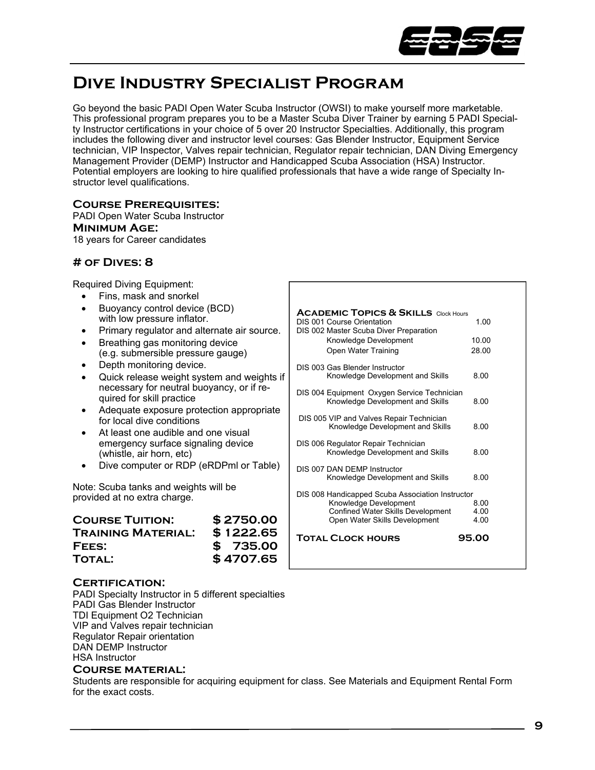# Dive Industry Specialist Program

Go beyond the basic PADI Open Water Scuba Instructor (OWSI) to make yourself more marketable. This professional program prepares you to be a Master Scuba Diver Trainer by earning 5 PADI Specialty Instructor certifications in your choice of 5 over 20 Instructor Specialties. Additionally, this program includes the following diver and instructor level courses: Gas Blender Instructor, Equipment Service technician, VIP Inspector, Valves repair technician, Regulator repair technician, DAN Diving Emergency Management Provider (DEMP) Instructor and Handicapped Scuba Association (HSA) Instructor. Potential employers are looking to hire qualified professionals that have a wide range of Specialty Instructor level qualifications.

## Course Prerequisites:

PADI Open Water Scuba Instructor

## Minimum Age:

18 years for Career candidates

## # of Dives: 8

Required Diving Equipment:

- Fins, mask and snorkel
- Buoyancy control device (BCD) with low pressure inflator.
- Primary regulator and alternate air source.
- Breathing gas monitoring device (e.g. submersible pressure gauge)
- Depth monitoring device.
- Quick release weight system and weights if necessary for neutral buoyancy, or if required for skill practice
- Adequate exposure protection appropriate for local dive conditions
- At least one audible and one visual emergency surface signaling device (whistle, air horn, etc)
- Dive computer or RDP (eRDPml or Table)

Note: Scuba tanks and weights will be provided at no extra charge.

| | |
|---|---|
| **Course Tuition:** | **$ 2750.00** |
| **Training Material:** | **$ 1222.65** |
| **Fees:** | **$ 735.00** |
| **Total:** | **$ 4707.65** |

| **Academic Topics & Skills** | Clock Hours |
|---|---|
| DIS 001 Course Orientation | 1.00 |
| DIS 002 Master Scuba Diver Preparation | |
| Knowledge Development | 10.00 |
| Open Water Training | 28.00 |
| DIS 003 Gas Blender Instructor | |
| Knowledge Development and Skills | 8.00 |
| DIS 004 Equipment Oxygen Service Technician | |
| Knowledge Development and Skills | 8.00 |
| DIS 005 VIP and Valves Repair Technician | |
| Knowledge Development and Skills | 8.00 |
| DIS 006 Regulator Repair Technician | |
| Knowledge Development and Skills | 8.00 |
| DIS 007 DAN DEMP Instructor | |
| Knowledge Development and Skills | 8.00 |
| DIS 008 Handicapped Scuba Association Instructor | |
| Knowledge Development | 8.00 |
| Confined Water Skills Development | 4.00 |
| Open Water Skills Development | 4.00 |
| **Total Clock hours** | **95.00** |

## Certification:

PADI Specialty Instructor in 5 different specialties
PADI Gas Blender Instructor
TDI Equipment O2 Technician
VIP and Valves repair technician
Regulator Repair orientation
DAN DEMP Instructor
HSA Instructor

## Course material:

Students are responsible for acquiring equipment for class. See Materials and Equipment Rental Form for the exact costs.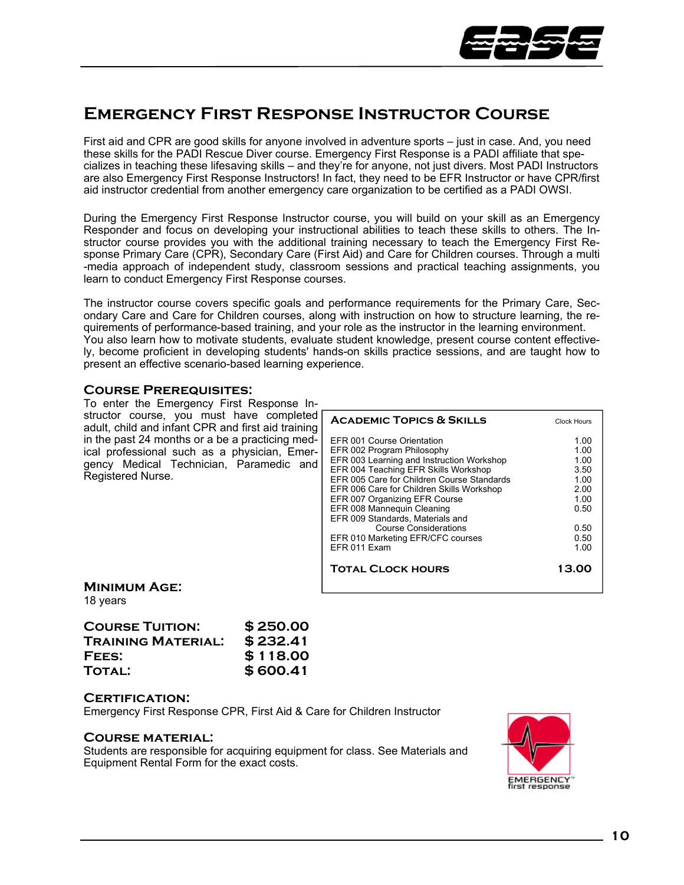# Emergency First Response Instructor Course

First aid and CPR are good skills for anyone involved in adventure sports – just in case. And, you need these skills for the PADI Rescue Diver course. Emergency First Response is a PADI affiliate that specializes in teaching these lifesaving skills – and they're for anyone, not just divers. Most PADI Instructors are also Emergency First Response Instructors! In fact, they need to be EFR Instructor or have CPR/first aid instructor credential from another emergency care organization to be certified as a PADI OWSI.

During the Emergency First Response Instructor course, you will build on your skill as an Emergency Responder and focus on developing your instructional abilities to teach these skills to others. The Instructor course provides you with the additional training necessary to teach the Emergency First Response Primary Care (CPR), Secondary Care (First Aid) and Care for Children courses. Through a multi-media approach of independent study, classroom sessions and practical teaching assignments, you learn to conduct Emergency First Response courses.

The instructor course covers specific goals and performance requirements for the Primary Care, Secondary Care and Care for Children courses, along with instruction on how to structure learning, the requirements of performance-based training, and your role as the instructor in the learning environment. You also learn how to motivate students, evaluate student knowledge, present course content effectively, become proficient in developing students' hands-on skills practice sessions, and are taught how to present an effective scenario-based learning experience.

## Course Prerequisites:

To enter the Emergency First Response Instructor course, you must have completed adult, child and infant CPR and first aid training in the past 24 months or a be a practicing medical professional such as a physician, Emergency Medical Technician, Paramedic and Registered Nurse.

| Academic Topics & Skills | Clock Hours |
|---|---|
| EFR 001 Course Orientation | 1.00 |
| EFR 002 Program Philosophy | 1.00 |
| EFR 003 Learning and Instruction Workshop | 1.00 |
| EFR 004 Teaching EFR Skills Workshop | 3.50 |
| EFR 005 Care for Children Course Standards | 1.00 |
| EFR 006 Care for Children Skills Workshop | 2.00 |
| EFR 007 Organizing EFR Course | 1.00 |
| EFR 008 Mannequin Cleaning | 0.50 |
| EFR 009 Standards, Materials and Course Considerations | 0.50 |
| EFR 010 Marketing EFR/CFC courses | 0.50 |
| EFR 011 Exam | 1.00 |
| **Total Clock hours** | **13.00** |

## Minimum Age:

18 years

| | |
|---|---|
| **Course Tuition:** | **$ 250.00** |
| **Training Material:** | **$ 232.41** |
| **Fees:** | **$ 118.00** |
| **Total:** | **$ 600.41** |

## Certification:

Emergency First Response CPR, First Aid & Care for Children Instructor

## Course material:

Students are responsible for acquiring equipment for class. See Materials and Equipment Rental Form for the exact costs.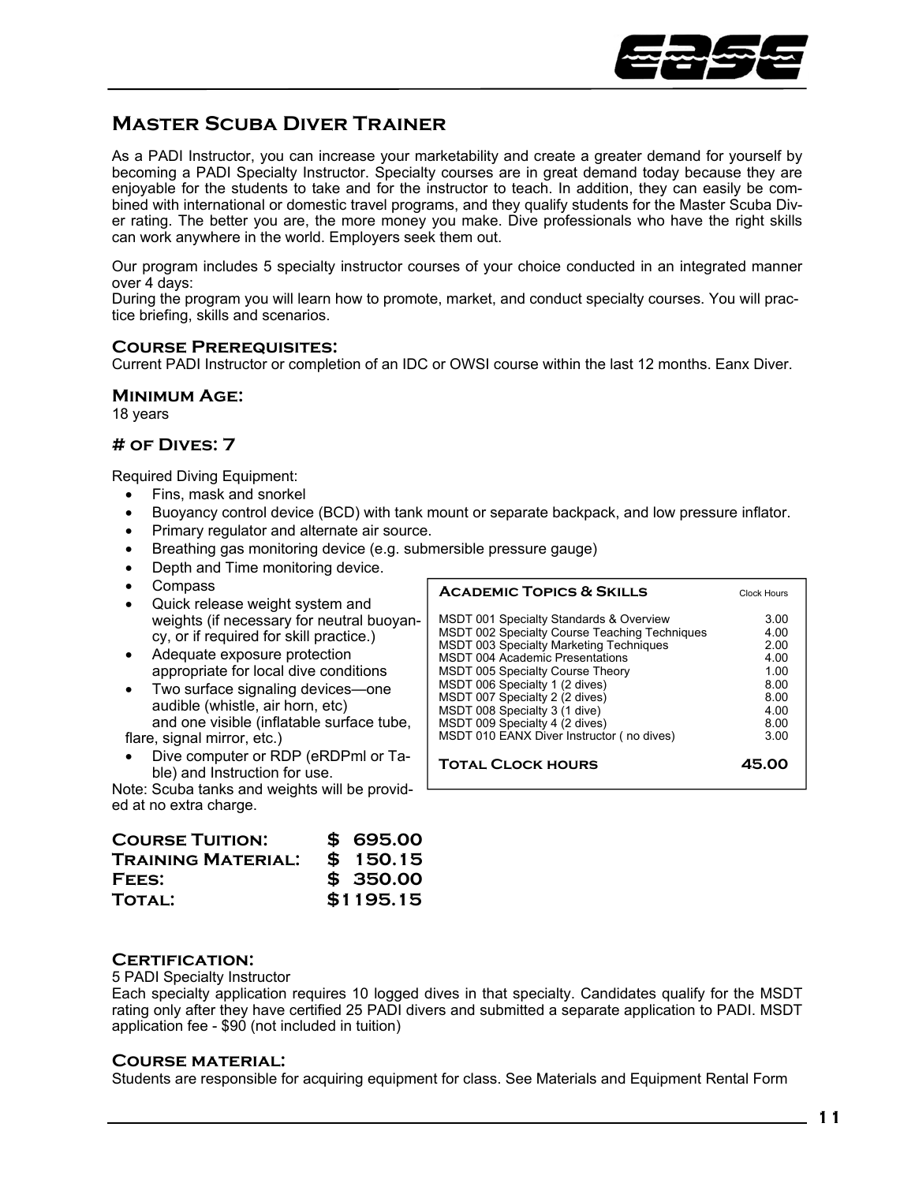# Master Scuba Diver Trainer

As a PADI Instructor, you can increase your marketability and create a greater demand for yourself by becoming a PADI Specialty Instructor. Specialty courses are in great demand today because they are enjoyable for the students to take and for the instructor to teach. In addition, they can easily be combined with international or domestic travel programs, and they qualify students for the Master Scuba Diver rating. The better you are, the more money you make. Dive professionals who have the right skills can work anywhere in the world. Employers seek them out.

Our program includes 5 specialty instructor courses of your choice conducted in an integrated manner over 4 days:
During the program you will learn how to promote, market, and conduct specialty courses. You will practice briefing, skills and scenarios.

## Course Prerequisites:

Current PADI Instructor or completion of an IDC or OWSI course within the last 12 months. Eanx Diver.

## Minimum Age:

18 years

## # of Dives: 7

Required Diving Equipment:

- Fins, mask and snorkel
- Buoyancy control device (BCD) with tank mount or separate backpack, and low pressure inflator.
- Primary regulator and alternate air source.
- Breathing gas monitoring device (e.g. submersible pressure gauge)
- Depth and Time monitoring device.
- Compass
- Quick release weight system and weights (if necessary for neutral buoyancy, or if required for skill practice.)
- Adequate exposure protection appropriate for local dive conditions
- Two surface signaling devices—one audible (whistle, air horn, etc) and one visible (inflatable surface tube, flare, signal mirror, etc.)
- Dive computer or RDP (eRDPml or Table) and Instruction for use.

Note: Scuba tanks and weights will be provided at no extra charge.

| Academic Topics & Skills | Clock Hours |
|---|---|
| MSDT 001 Specialty Standards & Overview | 3.00 |
| MSDT 002 Specialty Course Teaching Techniques | 4.00 |
| MSDT 003 Specialty Marketing Techniques | 2.00 |
| MSDT 004 Academic Presentations | 4.00 |
| MSDT 005 Specialty Course Theory | 1.00 |
| MSDT 006 Specialty 1 (2 dives) | 8.00 |
| MSDT 007 Specialty 2 (2 dives) | 8.00 |
| MSDT 008 Specialty 3 (1 dive) | 4.00 |
| MSDT 009 Specialty 4 (2 dives) | 8.00 |
| MSDT 010 EANX Diver Instructor ( no dives) | 3.00 |
| **Total Clock hours** | **45.00** |

| | |
|---|---|
| **Course Tuition:** | **$ 695.00** |
| **Training Material:** | **$ 150.15** |
| **Fees:** | **$ 350.00** |
| **Total:** | **$1195.15** |

## Certification:

5 PADI Specialty Instructor
Each specialty application requires 10 logged dives in that specialty. Candidates qualify for the MSDT rating only after they have certified 25 PADI divers and submitted a separate application to PADI. MSDT application fee - $90 (not included in tuition)

## Course material:

Students are responsible for acquiring equipment for class. See Materials and Equipment Rental Form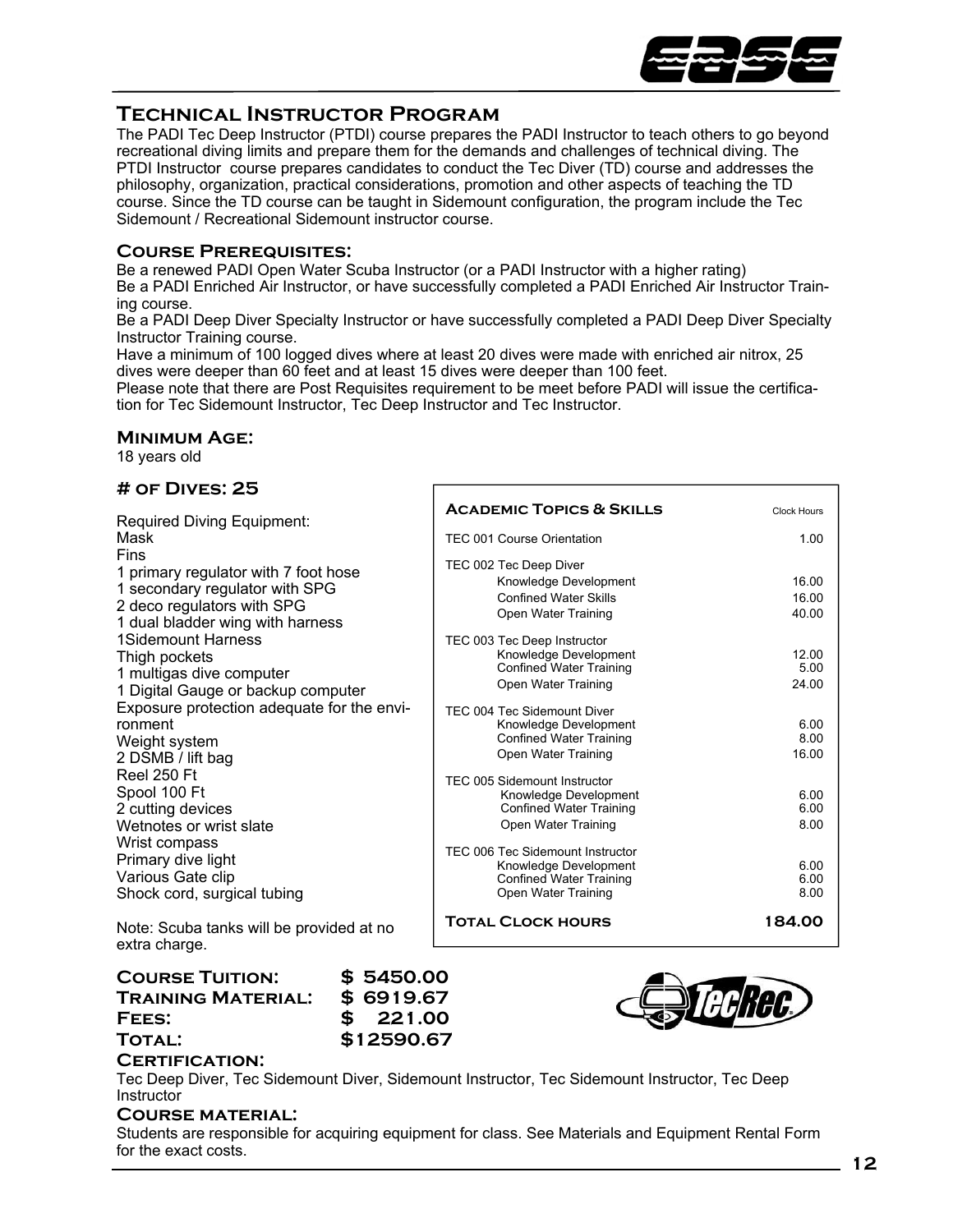## Technical Instructor Program

The PADI Tec Deep Instructor (PTDI) course prepares the PADI Instructor to teach others to go beyond recreational diving limits and prepare them for the demands and challenges of technical diving. The PTDI Instructor course prepares candidates to conduct the Tec Diver (TD) course and addresses the philosophy, organization, practical considerations, promotion and other aspects of teaching the TD course. Since the TD course can be taught in Sidemount configuration, the program include the Tec Sidemount / Recreational Sidemount instructor course.

### Course Prerequisites:

Be a renewed PADI Open Water Scuba Instructor (or a PADI Instructor with a higher rating)
Be a PADI Enriched Air Instructor, or have successfully completed a PADI Enriched Air Instructor Training course.
Be a PADI Deep Diver Specialty Instructor or have successfully completed a PADI Deep Diver Specialty Instructor Training course.
Have a minimum of 100 logged dives where at least 20 dives were made with enriched air nitrox, 25 dives were deeper than 60 feet and at least 15 dives were deeper than 100 feet.
Please note that there are Post Requisites requirement to be meet before PADI will issue the certification for Tec Sidemount Instructor, Tec Deep Instructor and Tec Instructor.

### Minimum Age:

18 years old

### # of Dives: 25

Required Diving Equipment:
Mask
Fins
1 primary regulator with 7 foot hose
1 secondary regulator with SPG
2 deco regulators with SPG
1 dual bladder wing with harness
1Sidemount Harness
Thigh pockets
1 multigas dive computer
1 Digital Gauge or backup computer
Exposure protection adequate for the environment
Weight system
2 DSMB / lift bag
Reel 250 Ft
Spool 100 Ft
2 cutting devices
Wetnotes or wrist slate
Wrist compass
Primary dive light
Various Gate clip
Shock cord, surgical tubing

Note: Scuba tanks will be provided at no extra charge.

| Academic Topics & Skills | Clock Hours |
|---|---|
| TEC 001 Course Orientation | 1.00 |
| TEC 002 Tec Deep Diver | |
| Knowledge Development | 16.00 |
| Confined Water Skills | 16.00 |
| Open Water Training | 40.00 |
| TEC 003 Tec Deep Instructor | |
| Knowledge Development | 12.00 |
| Confined Water Training | 5.00 |
| Open Water Training | 24.00 |
| TEC 004 Tec Sidemount Diver | |
| Knowledge Development | 6.00 |
| Confined Water Training | 8.00 |
| Open Water Training | 16.00 |
| TEC 005 Sidemount Instructor | |
| Knowledge Development | 6.00 |
| Confined Water Training | 6.00 |
| Open Water Training | 8.00 |
| TEC 006 Tec Sidemount Instructor | |
| Knowledge Development | 6.00 |
| Confined Water Training | 6.00 |
| Open Water Training | 8.00 |
| **Total Clock hours** | **184.00** |

**Course Tuition:** $ 5450.00
**Training Material:** $ 6919.67
**Fees:** $ 221.00
**Total:** $12590.67

### Certification:

Tec Deep Diver, Tec Sidemount Diver, Sidemount Instructor, Tec Sidemount Instructor, Tec Deep Instructor

### Course material:

Students are responsible for acquiring equipment for class. See Materials and Equipment Rental Form for the exact costs.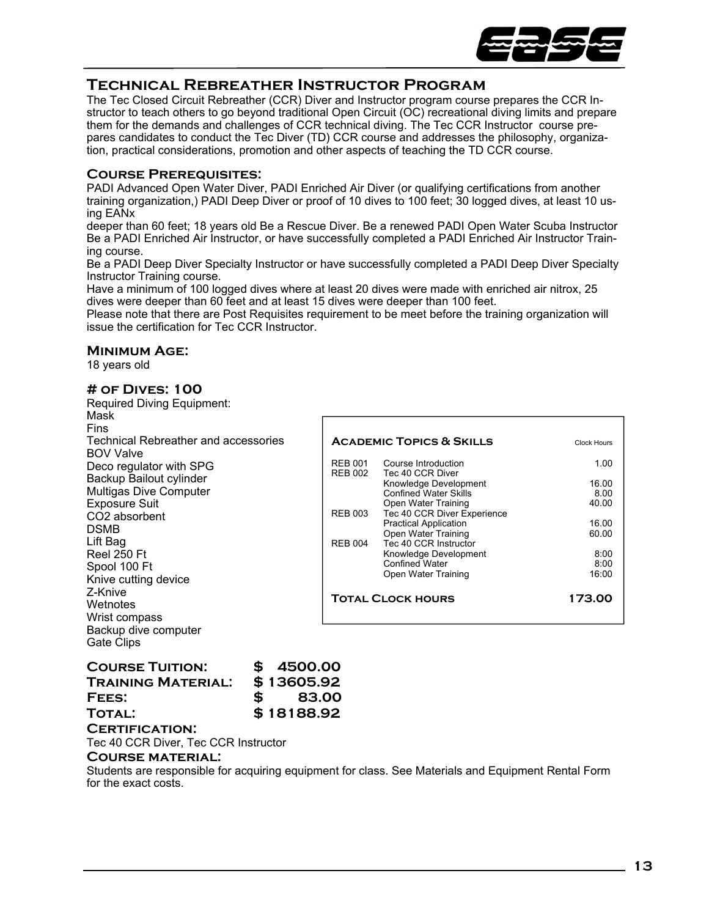## Technical Rebreather Instructor Program

The Tec Closed Circuit Rebreather (CCR) Diver and Instructor program course prepares the CCR Instructor to teach others to go beyond traditional Open Circuit (OC) recreational diving limits and prepare them for the demands and challenges of CCR technical diving. The Tec CCR Instructor course prepares candidates to conduct the Tec Diver (TD) CCR course and addresses the philosophy, organization, practical considerations, promotion and other aspects of teaching the TD CCR course.

### Course Prerequisites:

PADI Advanced Open Water Diver, PADI Enriched Air Diver (or qualifying certifications from another training organization,) PADI Deep Diver or proof of 10 dives to 100 feet; 30 logged dives, at least 10 using EANx
deeper than 60 feet; 18 years old Be a Rescue Diver. Be a renewed PADI Open Water Scuba Instructor Be a PADI Enriched Air Instructor, or have successfully completed a PADI Enriched Air Instructor Training course.
Be a PADI Deep Diver Specialty Instructor or have successfully completed a PADI Deep Diver Specialty Instructor Training course.
Have a minimum of 100 logged dives where at least 20 dives were made with enriched air nitrox, 25 dives were deeper than 60 feet and at least 15 dives were deeper than 100 feet.
Please note that there are Post Requisites requirement to be meet before the training organization will issue the certification for Tec CCR Instructor.

### Minimum Age:

18 years old

### # of Dives: 100

Required Diving Equipment:
Mask
Fins
Technical Rebreather and accessories
BOV Valve
Deco regulator with SPG
Backup Bailout cylinder
Multigas Dive Computer
Exposure Suit
CO2 absorbent
DSMB
Lift Bag
Reel 250 Ft
Spool 100 Ft
Knive cutting device
Z-Knive
Wetnotes
Wrist compass
Backup dive computer
Gate Clips

| Academic Topics & Skills | | Clock Hours |
|---|---|---|
| REB 001 | Course Introduction | 1.00 |
| REB 002 | Tec 40 CCR Diver | |
| | Knowledge Development | 16.00 |
| | Confined Water Skills | 8.00 |
| | Open Water Training | 40.00 |
| REB 003 | Tec 40 CCR Diver Experience | |
| | Practical Application | 16.00 |
| | Open Water Training | 60.00 |
| REB 004 | Tec 40 CCR Instructor | |
| | Knowledge Development | 8:00 |
| | Confined Water | 8:00 |
| | Open Water Training | 16:00 |
| **Total Clock hours** | | **173.00** |

| | |
|---|---|
| **Course Tuition:** | **$ 4500.00** |
| **Training Material:** | **$ 13605.92** |
| **Fees:** | **$ 83.00** |
| **Total:** | **$ 18188.92** |

### Certification:

Tec 40 CCR Diver, Tec CCR Instructor

### Course material:

Students are responsible for acquiring equipment for class. See Materials and Equipment Rental Form for the exact costs.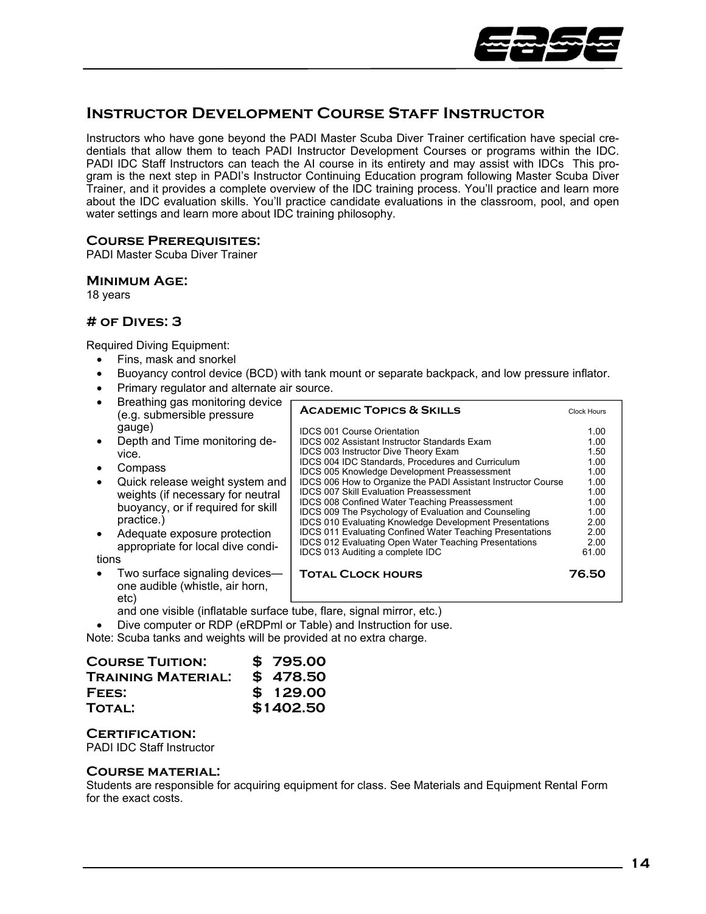## Instructor Development Course Staff Instructor

Instructors who have gone beyond the PADI Master Scuba Diver Trainer certification have special credentials that allow them to teach PADI Instructor Development Courses or programs within the IDC. PADI IDC Staff Instructors can teach the AI course in its entirety and may assist with IDCs This program is the next step in PADI's Instructor Continuing Education program following Master Scuba Diver Trainer, and it provides a complete overview of the IDC training process. You'll practice and learn more about the IDC evaluation skills. You'll practice candidate evaluations in the classroom, pool, and open water settings and learn more about IDC training philosophy.

### Course Prerequisites:
PADI Master Scuba Diver Trainer

### Minimum Age:
18 years

### # of Dives: 3

Required Diving Equipment:

- Fins, mask and snorkel
- Buoyancy control device (BCD) with tank mount or separate backpack, and low pressure inflator.
- Primary regulator and alternate air source.
- Breathing gas monitoring device (e.g. submersible pressure gauge)
- Depth and Time monitoring device.
- Compass
- Quick release weight system and weights (if necessary for neutral buoyancy, or if required for skill practice.)
- Adequate exposure protection appropriate for local dive conditions
- Two surface signaling devices—one audible (whistle, air horn, etc) and one visible (inflatable surface tube, flare, signal mirror, etc.)
- Dive computer or RDP (eRDPml or Table) and Instruction for use.

Note: Scuba tanks and weights will be provided at no extra charge.

| Academic Topics & Skills | Clock Hours |
|---|---|
| IDCS 001 Course Orientation | 1.00 |
| IDCS 002 Assistant Instructor Standards Exam | 1.00 |
| IDCS 003 Instructor Dive Theory Exam | 1.50 |
| IDCS 004 IDC Standards, Procedures and Curriculum | 1.00 |
| IDCS 005 Knowledge Development Preassessment | 1.00 |
| IDCS 006 How to Organize the PADI Assistant Instructor Course | 1.00 |
| IDCS 007 Skill Evaluation Preassessment | 1.00 |
| IDCS 008 Confined Water Teaching Preassessment | 1.00 |
| IDCS 009 The Psychology of Evaluation and Counseling | 1.00 |
| IDCS 010 Evaluating Knowledge Development Presentations | 2.00 |
| IDCS 011 Evaluating Confined Water Teaching Presentations | 2.00 |
| IDCS 012 Evaluating Open Water Teaching Presentations | 2.00 |
| IDCS 013 Auditing a complete IDC | 61.00 |
| **Total Clock hours** | **76.50** |

| | |
|---|---|
| **Course Tuition:** | **$ 795.00** |
| **Training Material:** | **$ 478.50** |
| **Fees:** | **$ 129.00** |
| **Total:** | **$1402.50** |

### Certification:
PADI IDC Staff Instructor

### Course material:
Students are responsible for acquiring equipment for class. See Materials and Equipment Rental Form for the exact costs.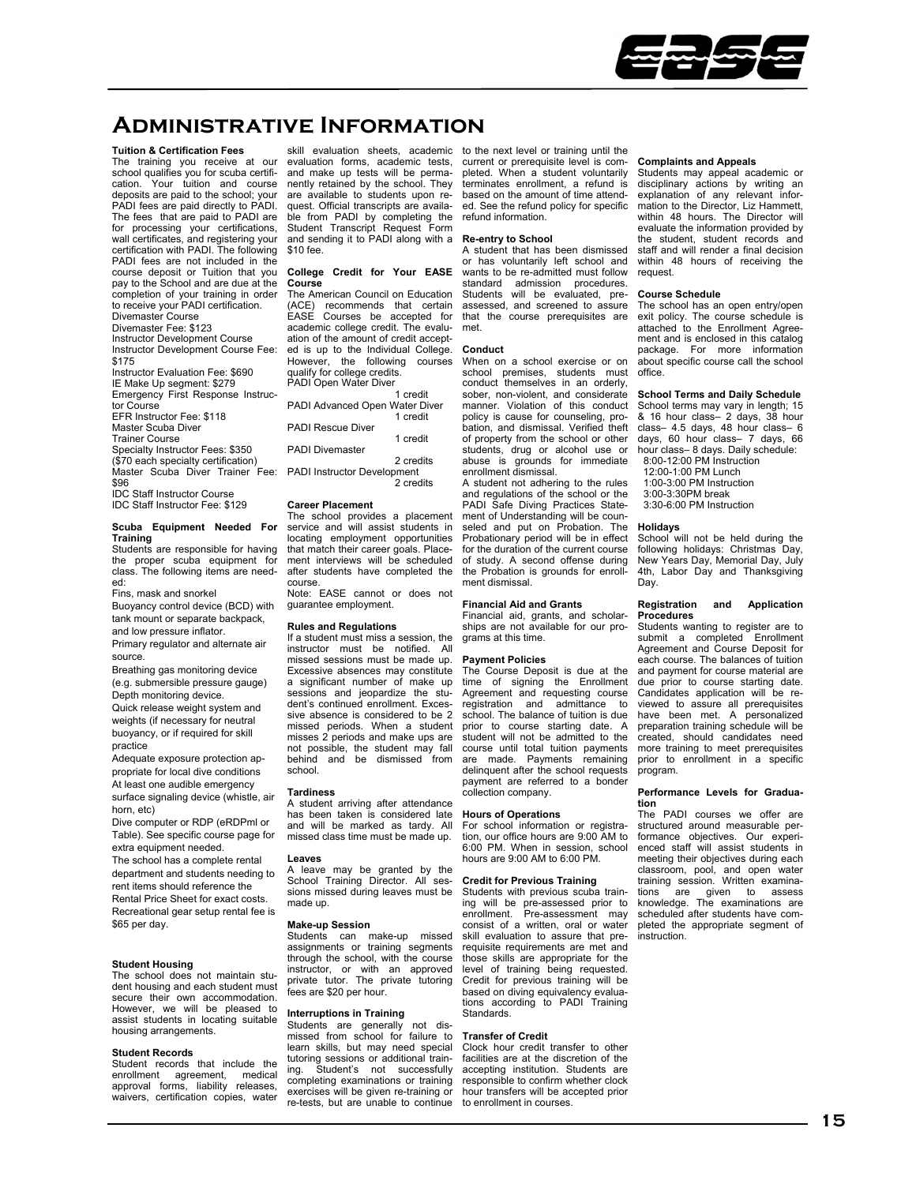# Administrative Information

### Tuition & Certification Fees

The training you receive at our school qualifies you for scuba certification. Your tuition and course deposits are paid to the school; your PADI fees are paid directly to PADI. The fees that are paid to PADI are for processing your certifications, wall certificates, and registering your certification with PADI. The following PADI fees are not included in the course deposit or Tuition that you pay to the School and are due at the completion of your training in order to receive your PADI certification.

Divemaster Course
Divemaster Fee: $123
Instructor Development Course
Instructor Development Course Fee: $175
Instructor Evaluation Fee: $690
IE Make Up segment: $279
Emergency First Response Instructor Course
EFR Instructor Fee: $118
Master Scuba Diver
Trainer Course
Specialty Instructor Fees: $350
($70 each specialty certification)
Master Scuba Diver Trainer Fee: $96
IDC Staff Instructor Course
IDC Staff Instructor Fee: $129

### Scuba Equipment Needed For Training

Students are responsible for having the proper scuba equipment for class. The following items are needed:

Fins, mask and snorkel
Buoyancy control device (BCD) with tank mount or separate backpack, and low pressure inflator.
Primary regulator and alternate air source.
Breathing gas monitoring device (e.g. submersible pressure gauge)
Depth monitoring device.
Quick release weight system and weights (if necessary for neutral buoyancy, or if required for skill practice
Adequate exposure protection appropriate for local dive conditions
At least one audible emergency surface signaling device (whistle, air horn, etc)
Dive computer or RDP (eRDPml or Table). See specific course page for extra equipment needed.
The school has a complete rental department and students needing to rent items should reference the Rental Price Sheet for exact costs. Recreational gear setup rental fee is $65 per day.

### Student Housing

The school does not maintain student housing and each student must secure their own accommodation. However, we will be pleased to assist students in locating suitable housing arrangements.

### Student Records

Student records that include the enrollment agreement, medical approval forms, liability releases, waivers, certification copies, water skill evaluation sheets, academic evaluation forms, academic tests, and make up tests will be permanently retained by the school. They are available to students upon request. Official transcripts are available from PADI by completing the Student Transcript Request Form and sending it to PADI along with a $10 fee.

### College Credit for Your EASE Course

The American Council on Education (ACE) recommends that certain EASE Courses be accepted for academic college credit. The evaluation of the amount of credit accepted is up to the Individual College. However, the following courses qualify for college credits.

| Course | Credits |
|---|---|
| PADI Open Water Diver | 1 credit |
| PADI Advanced Open Water Diver | 1 credit |
| PADI Rescue Diver | 1 credit |
| PADI Divemaster | 2 credits |
| PADI Instructor Development | 2 credits |

### Career Placement

The school provides a placement service and will assist students in locating employment opportunities that match their career goals. Placement interviews will be scheduled after students have completed the course.

Note: EASE cannot or does not guarantee employment.

### Rules and Regulations

If a student must miss a session, the instructor must be notified. All missed sessions must be made up. Excessive absences may constitute a significant number of make up sessions and jeopardize the student's continued enrollment. Excessive absence is considered to be 2 missed periods. When a student misses 2 periods and make ups are not possible, the student may fall behind and be dismissed from school.

### Tardiness

A student arriving after attendance has been taken is considered late and will be marked as tardy. All missed class time must be made up.

### Leaves

A leave may be granted by the School Training Director. All sessions missed during leaves must be made up.

### Make-up Session

Students can make-up missed assignments or training segments through the school, with the course instructor, or with an approved private tutor. The private tutoring fees are $20 per hour.

### Interruptions in Training

Students are generally not dismissed from school for failure to learn skills, but may need special tutoring sessions or additional training. Student's not successfully completing examinations or training exercises will be given re-training or re-tests, but are unable to continue to the next level or training until the current or prerequisite level is completed. When a student voluntarily terminates enrollment, a refund is based on the amount of time attended. See the refund policy for specific refund information.

### Re-entry to School

A student that has been dismissed or has voluntarily left school and wants to be re-admitted must follow standard admission procedures. Students will be evaluated, pre-assessed, and screened to assure that the course prerequisites are met.

### Conduct

When on a school exercise or on school premises, students must conduct themselves in an orderly, sober, non-violent, and considerate manner. Violation of this conduct policy is cause for counseling, probation, and dismissal. Verified theft of property from the school or other students, drug or alcohol use or abuse is grounds for immediate enrollment dismissal.

A student not adhering to the rules and regulations of the school or the PADI Safe Diving Practices Statement of Understanding will be counseled and put on Probation. The Probationary period will be in effect for the duration of the current course of study. A second offense during the Probation is grounds for enrollment dismissal.

### Financial Aid and Grants

Financial aid, grants, and scholarships are not available for our programs at this time.

### Payment Policies

The Course Deposit is due at the time of signing the Enrollment Agreement and requesting course registration and admittance to school. The balance of tuition is due prior to course starting date. A student will not be admitted to the course until total tuition payments are made. Payments remaining delinquent after the school requests payment are referred to a bonder collection company.

### Hours of Operations

For school information or registration, our office hours are 9:00 AM to 6:00 PM. When in session, school hours are 9:00 AM to 6:00 PM.

### Credit for Previous Training

Students with previous scuba training will be pre-assessed prior to enrollment. Pre-assessment may consist of a written, oral or water skill evaluation to assure that prerequisite requirements are met and those skills are appropriate for the level of training being requested. Credit for previous training will be based on diving equivalency evaluations according to PADI Training Standards.

### Transfer of Credit

Clock hour credit transfer to other facilities are at the discretion of the accepting institution. Students are responsible to confirm whether clock hour transfers will be accepted prior to enrollment in courses.

### Complaints and Appeals

Students may appeal academic or disciplinary actions by writing an explanation of any relevant information to the Director, Liz Hammett, within 48 hours. The Director will evaluate the information provided by the student, student records and staff and will render a final decision within 48 hours of receiving the request.

### Course Schedule

The school has an open entry/open exit policy. The course schedule is attached to the Enrollment Agreement and is enclosed in this catalog package. For more information about specific course call the school office.

### School Terms and Daily Schedule

School terms may vary in length; 15 & 16 hour class– 2 days, 38 hour class– 4.5 days, 48 hour class– 6 days, 60 hour class– 7 days, 66 hour class– 8 days. Daily schedule:

8:00-12:00 PM Instruction
12:00-1:00 PM Lunch
1:00-3:00 PM Instruction
3:00-3:30PM break
3:30-6:00 PM Instruction

### Holidays

School will not be held during the following holidays: Christmas Day, New Years Day, Memorial Day, July 4th, Labor Day and Thanksgiving Day.

### Registration and Application Procedures

Students wanting to register are to submit a completed Enrollment Agreement and Course Deposit for each course. The balances of tuition and payment for course material are due prior to course starting date. Candidates application will be reviewed to assure all prerequisites have been met. A personalized preparation training schedule will be created, should candidates need more training to meet prerequisites prior to enrollment in a specific program.

### Performance Levels for Graduation

The PADI courses we offer are structured around measurable performance objectives. Our experienced staff will assist students in meeting their objectives during each classroom, pool, and open water training session. Written examinations are given to assess knowledge. The examinations are scheduled after students have completed the appropriate segment of instruction.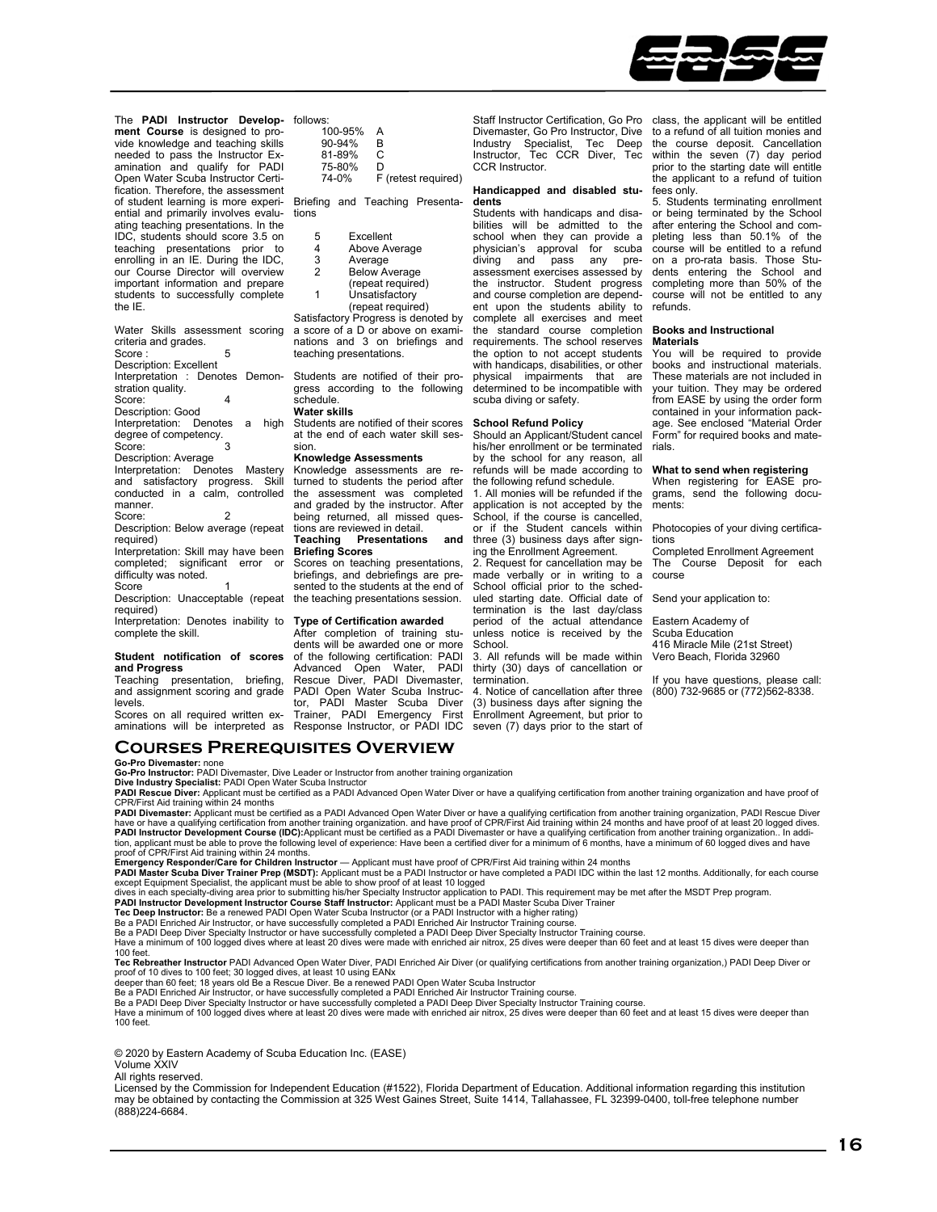The **PADI Instructor Development Course** is designed to provide knowledge and teaching skills needed to pass the Instructor Examination and qualify for PADI Open Water Scuba Instructor Certification. Therefore, the assessment of student learning is more experiential and primarily involves evaluating teaching presentations. In the IDC, students should score 3.5 on teaching presentations prior to enrolling in an IE. During the IDC, our Course Director will overview important information and prepare students to successfully complete the IE.

Water Skills assessment scoring criteria and grades.

Score : 5
Description: Excellent
Interpretation : Denotes Demonstration quality.

Score: 4
Description: Good
Interpretation: Denotes a high degree of competency.

Score: 3
Description: Average
Interpretation: Denotes Mastery and satisfactory progress. Skill conducted in a calm, controlled manner.

Score: 2
Description: Below average (repeat required)
Interpretation: Skill may have been completed; significant error or difficulty was noted.

Score 1
Description: Unacceptable (repeat required)
Interpretation: Denotes inability to complete the skill.

### Student notification of scores and Progress

Teaching presentation, briefing, and assignment scoring and grade levels.

Scores on all required written examinations will be interpreted as follows:

| | |
|---|---|
| 100-95% | A |
| 90-94% | B |
| 81-89% | C |
| 75-80% | D |
| 74-0% | F (retest required) |

Briefing and Teaching Presentations

| | |
|---|---|
| 5 | Excellent |
| 4 | Above Average |
| 3 | Average |
| 2 | Below Average (repeat required) |
| 1 | Unsatisfactory (repeat required) |

Satisfactory Progress is denoted by a score of a D or above on examinations and 3 on briefings and teaching presentations.

Students are notified of their progress according to the following schedule.

**Water skills**
Students are notified of their scores at the end of each water skill session.

**Knowledge Assessments**
Knowledge assessments are returned to students the period after the assessment was completed and graded by the instructor. After being returned, all missed questions are reviewed in detail.

**Teaching Presentations and Briefing Scores**
Scores on teaching presentations, briefings, and debriefings are presented to the students at the end of the teaching presentations session.

### Type of Certification awarded

After completion of training students will be awarded one or more of the following certification: PADI Advanced Open Water, PADI Rescue Diver, PADI Divemaster, PADI Open Water Scuba Instructor, PADI Master Scuba Diver Trainer, PADI Emergency First Response Instructor, or PADI IDC Staff Instructor Certification, Go Pro Divemaster, Go Pro Instructor, Dive Industry Specialist, Tec Deep Instructor, Tec CCR Diver, Tec CCR Instructor.

### Handicapped and disabled students

Students with handicaps and disabilities will be admitted to the school when they can provide a physician's approval for scuba diving and pass any pre-assessment exercises assessed by the instructor. Student progress and course completion are dependent upon the students ability to complete all exercises and meet the standard course completion requirements. The school reserves the option to not accept students with handicaps, disabilities, or other physical impairments that are determined to be incompatible with scuba diving or safety.

### School Refund Policy

Should an Applicant/Student cancel his/her enrollment or be terminated by the school for any reason, all refunds will be made according to the following refund schedule.

1. All monies will be refunded if the application is not accepted by the School, if the course is cancelled, or if the Student cancels within three (3) business days after signing the Enrollment Agreement.
2. Request for cancellation may be made verbally or in writing to a School official prior to the scheduled starting date. Official date of termination is the last day/class period of the actual attendance unless notice is received by the School.
3. All refunds will be made within thirty (30) days of cancellation or termination.
4. Notice of cancellation after three (3) business days after signing the Enrollment Agreement, but prior to seven (7) days prior to the start of class, the applicant will be entitled to a refund of all tuition monies and the course deposit. Cancellation within the seven (7) day period prior to the starting date will entitle the applicant to a refund of tuition fees only.
5. Students terminating enrollment or being terminated by the School after entering the School and completing less than 50.1% of the course will be entitled to a refund on a pro-rata basis. Those Students entering the School and completing more than 50% of the course will not be entitled to any refunds.

### Books and Instructional Materials

You will be required to provide books and instructional materials. These materials are not included in your tuition. They may be ordered from EASE by using the order form contained in your information package. See enclosed "Material Order Form" for required books and materials.

### What to send when registering

When registering for EASE programs, send the following documents:

Photocopies of your diving certifications
Completed Enrollment Agreement
The Course Deposit for each course

Send your application to:

Eastern Academy of
Scuba Education
416 Miracle Mile (21st Street)
Vero Beach, Florida 32960

If you have questions, please call: (800) 732-9685 or (772)562-8338.

## Courses Prerequisites Overview

**Go-Pro Divemaster:** none
**Go-Pro Instructor:** PADI Divemaster, Dive Leader or Instructor from another training organization
**Dive Industry Specialist:** PADI Open Water Scuba Instructor
**PADI Rescue Diver:** Applicant must be certified as a PADI Advanced Open Water Diver or have a qualifying certification from another training organization and have proof of CPR/First Aid training within 24 months
**PADI Divemaster:** Applicant must be certified as a PADI Advanced Open Water Diver or have a qualifying certification from another training organization, PADI Rescue Diver have or have a qualifying certification from another training organization. and have proof of CPR/First Aid training within 24 months and have proof of at least 20 logged dives.
**PADI Instructor Development Course (IDC):**Applicant must be certified as a PADI Divemaster or have a qualifying certification from another training organization.. In addition, applicant must be able to prove the following level of experience: Have been a certified diver for a minimum of 6 months, have a minimum of 60 logged dives and have proof of CPR/First Aid training within 24 months.
**Emergency Responder/Care for Children Instructor** — Applicant must have proof of CPR/First Aid training within 24 months
**PADI Master Scuba Diver Trainer Prep (MSDT):** Applicant must be a PADI Instructor or have completed a PADI IDC within the last 12 months. Additionally, for each course except Equipment Specialist, the applicant must be able to show proof of at least 10 logged dives in each specialty-diving area prior to submitting his/her Specialty Instructor application to PADI. This requirement may be met after the MSDT Prep program.
**PADI Instructor Development Instructor Course Staff Instructor:** Applicant must be a PADI Master Scuba Diver Trainer
**Tec Deep Instructor:** Be a renewed PADI Open Water Scuba Instructor (or a PADI Instructor with a higher rating)
Be a PADI Enriched Air Instructor, or have successfully completed a PADI Enriched Air Instructor Training course.
Be a PADI Deep Diver Specialty Instructor or have successfully completed a PADI Deep Diver Specialty Instructor Training course.
Have a minimum of 100 logged dives where at least 20 dives were made with enriched air nitrox, 25 dives were deeper than 60 feet and at least 15 dives were deeper than 100 feet.
**Tec Rebreather Instructor** PADI Advanced Open Water Diver, PADI Enriched Air Diver (or qualifying certifications from another training organization,) PADI Deep Diver or proof of 10 dives to 100 feet; 30 logged dives, at least 10 using EANx deeper than 60 feet; 18 years old Be a Rescue Diver. Be a renewed PADI Open Water Scuba Instructor
Be a PADI Enriched Air Instructor, or have successfully completed a PADI Enriched Air Instructor Training course.
Be a PADI Deep Diver Specialty Instructor or have successfully completed a PADI Deep Diver Specialty Instructor Training course.
Have a minimum of 100 logged dives where at least 20 dives were made with enriched air nitrox, 25 dives were deeper than 60 feet and at least 15 dives were deeper than 100 feet.

© 2020 by Eastern Academy of Scuba Education Inc. (EASE)
Volume XXIV
All rights reserved.
Licensed by the Commission for Independent Education (#1522), Florida Department of Education. Additional information regarding this institution may be obtained by contacting the Commission at 325 West Gaines Street, Suite 1414, Tallahassee, FL 32399-0400, toll-free telephone number (888)224-6684.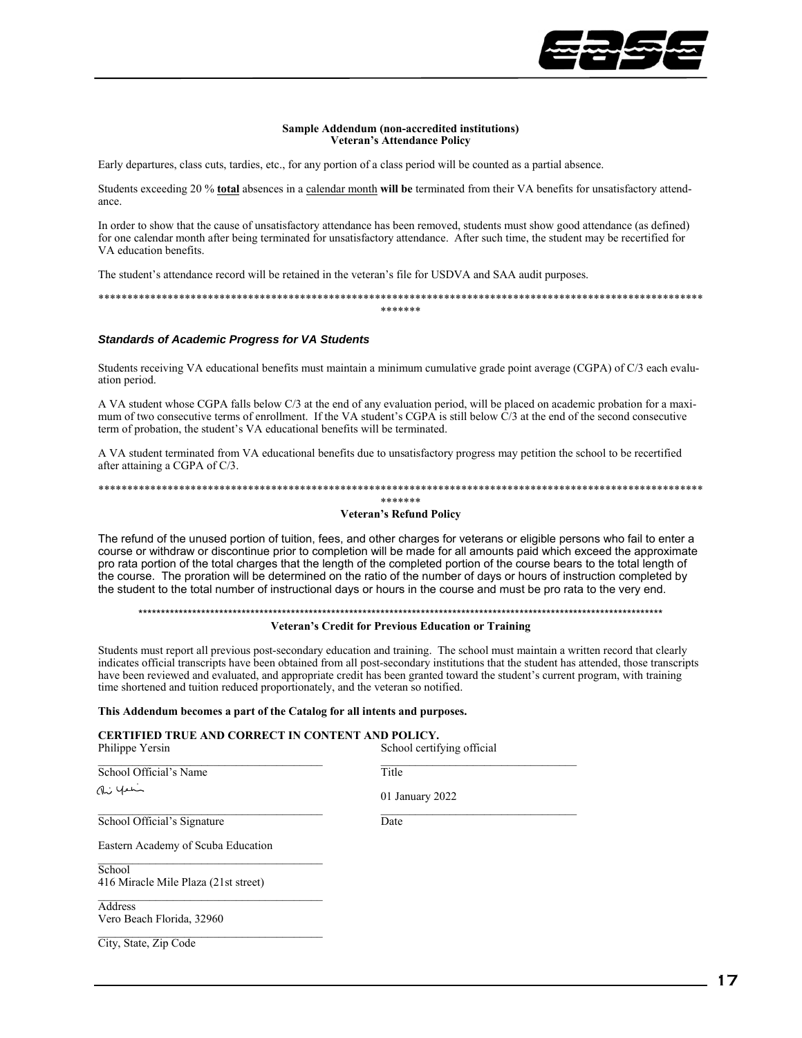**Sample Addendum (non-accredited institutions)**
**Veteran's Attendance Policy**

Early departures, class cuts, tardies, etc., for any portion of a class period will be counted as a partial absence.

Students exceeding 20 % **total** absences in a calendar month **will be** terminated from their VA benefits for unsatisfactory attendance.

In order to show that the cause of unsatisfactory attendance has been removed, students must show good attendance (as defined) for one calendar month after being terminated for unsatisfactory attendance. After such time, the student may be recertified for VA education benefits.

The student's attendance record will be retained in the veteran's file for USDVA and SAA audit purposes.

****************************************************************************************************************

### *Standards of Academic Progress for VA Students*

Students receiving VA educational benefits must maintain a minimum cumulative grade point average (CGPA) of C/3 each evaluation period.

A VA student whose CGPA falls below C/3 at the end of any evaluation period, will be placed on academic probation for a maximum of two consecutive terms of enrollment. If the VA student's CGPA is still below C/3 at the end of the second consecutive term of probation, the student's VA educational benefits will be terminated.

A VA student terminated from VA educational benefits due to unsatisfactory progress may petition the school to be recertified after attaining a CGPA of C/3.

****************************************************************************************************************

**Veteran's Refund Policy**

The refund of the unused portion of tuition, fees, and other charges for veterans or eligible persons who fail to enter a course or withdraw or discontinue prior to completion will be made for all amounts paid which exceed the approximate pro rata portion of the total charges that the length of the completed portion of the course bears to the total length of the course. The proration will be determined on the ratio of the number of days or hours of instruction completed by the student to the total number of instructional days or hours in the course and must be pro rata to the very end.

****************************************************************************************************************

**Veteran's Credit for Previous Education or Training**

Students must report all previous post-secondary education and training. The school must maintain a written record that clearly indicates official transcripts have been obtained from all post-secondary institutions that the student has attended, those transcripts have been reviewed and evaluated, and appropriate credit has been granted toward the student's current program, with training time shortened and tuition reduced proportionately, and the veteran so notified.

**This Addendum becomes a part of the Catalog for all intents and purposes.**

**CERTIFIED TRUE AND CORRECT IN CONTENT AND POLICY.**

Philippe Yersin
School Official's Name

School certifying official
Title

Ph Yersin
School Official's Signature

01 January 2022
Date

Eastern Academy of Scuba Education
School

416 Miracle Mile Plaza (21st street)
Address

Vero Beach Florida, 32960
City, State, Zip Code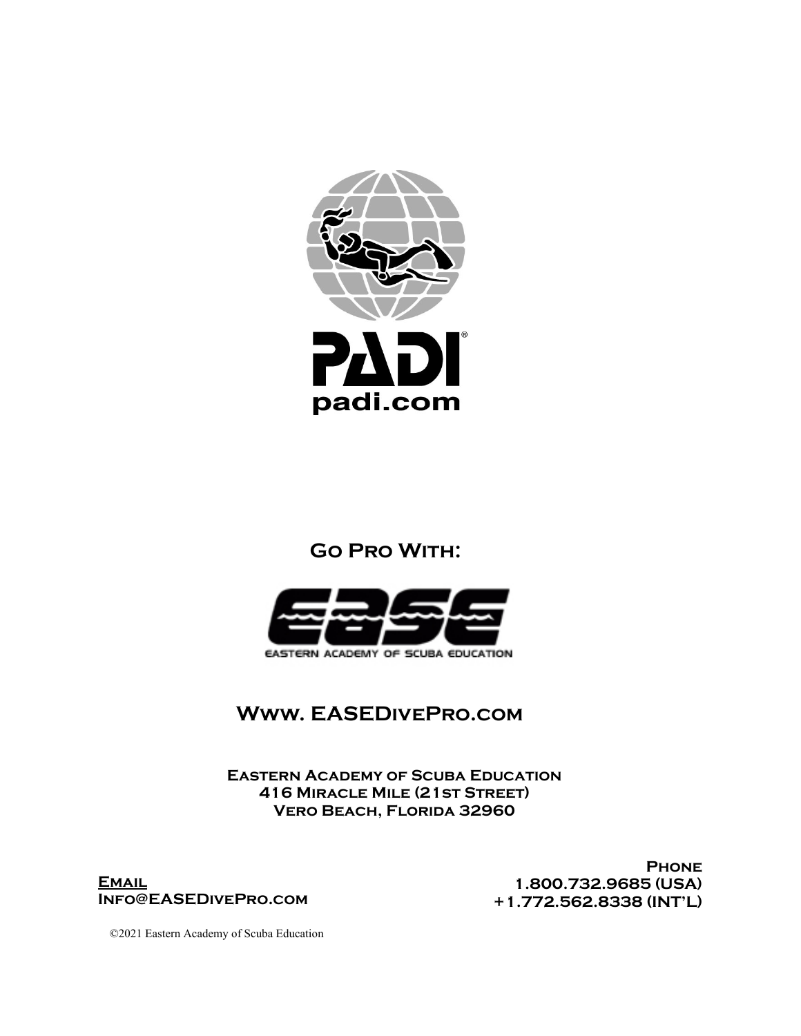PADI

padi.com

**Go Pro With:**

EASE

EASTERN ACADEMY OF SCUBA EDUCATION

**Www. EASEDivePro.com**

**Eastern Academy of Scuba Education**
**416 Miracle Mile (21st Street)**
**Vero Beach, Florida 32960**

**Email**
**Info@EASEDivePro.com**

**Phone**
**1.800.732.9685 (USA)**
**+1.772.562.8338 (INT'L)**

©2021 Eastern Academy of Scuba Education